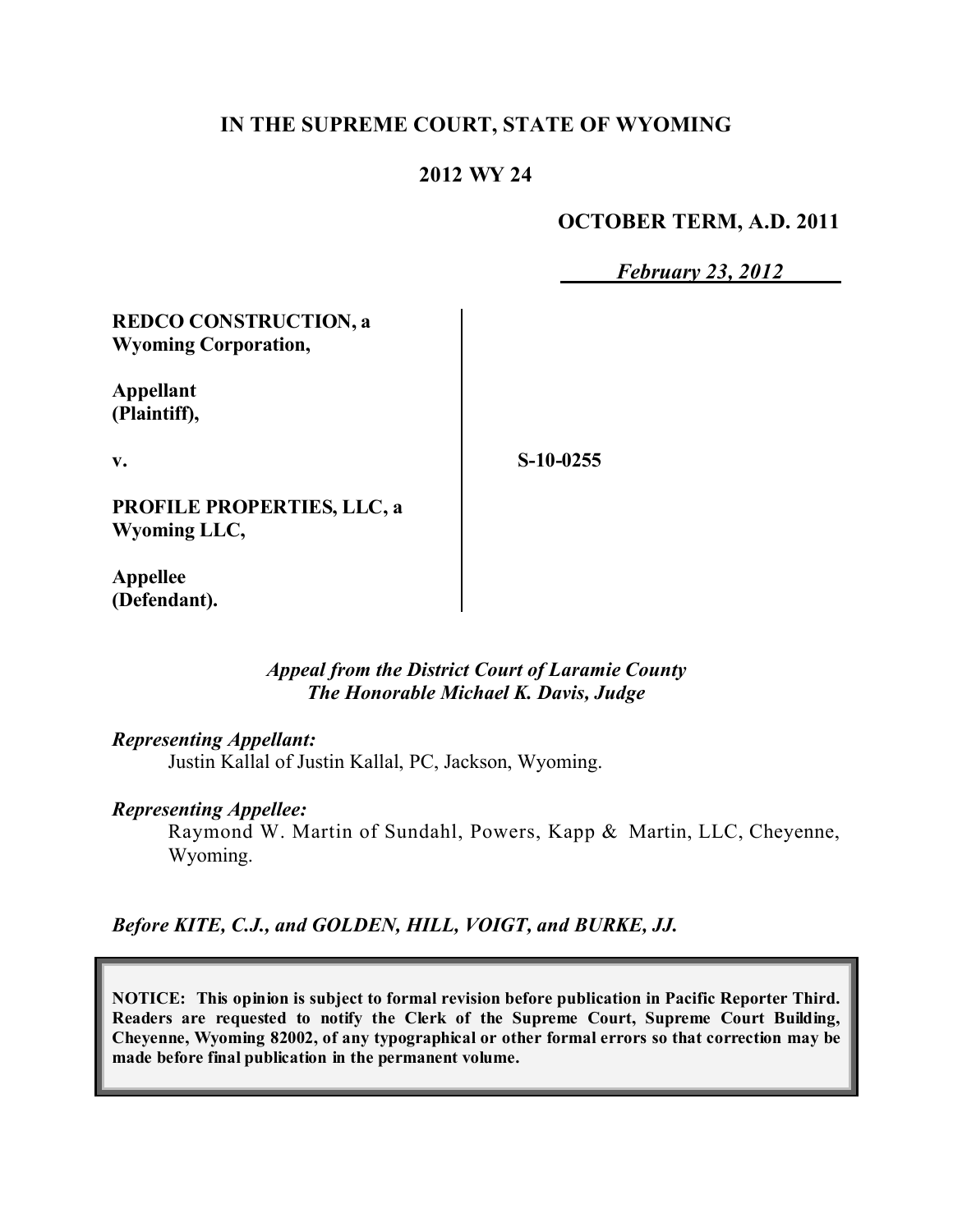**IN THE SUPREME COURT, STATE OF WYOMING**

**2012 WY 24**

**OCTOBER TERM, A.D. 2011**

***February 23, 2012***

**REDCO CONSTRUCTION, a Wyoming Corporation,**

**Appellant (Plaintiff),**

**v.**

**PROFILE PROPERTIES, LLC, a Wyoming LLC,**

**Appellee (Defendant).**

**S-10-0255**

*Appeal from the District Court of Laramie County*
*The Honorable Michael K. Davis, Judge*

*Representing Appellant:*

Justin Kallal of Justin Kallal, PC, Jackson, Wyoming.

*Representing Appellee:*

Raymond W. Martin of Sundahl, Powers, Kapp & Martin, LLC, Cheyenne, Wyoming.

*Before KITE, C.J., and GOLDEN, HILL, VOIGT, and BURKE, JJ.*

**NOTICE: This opinion is subject to formal revision before publication in Pacific Reporter Third. Readers are requested to notify the Clerk of the Supreme Court, Supreme Court Building, Cheyenne, Wyoming 82002, of any typographical or other formal errors so that correction may be made before final publication in the permanent volume.**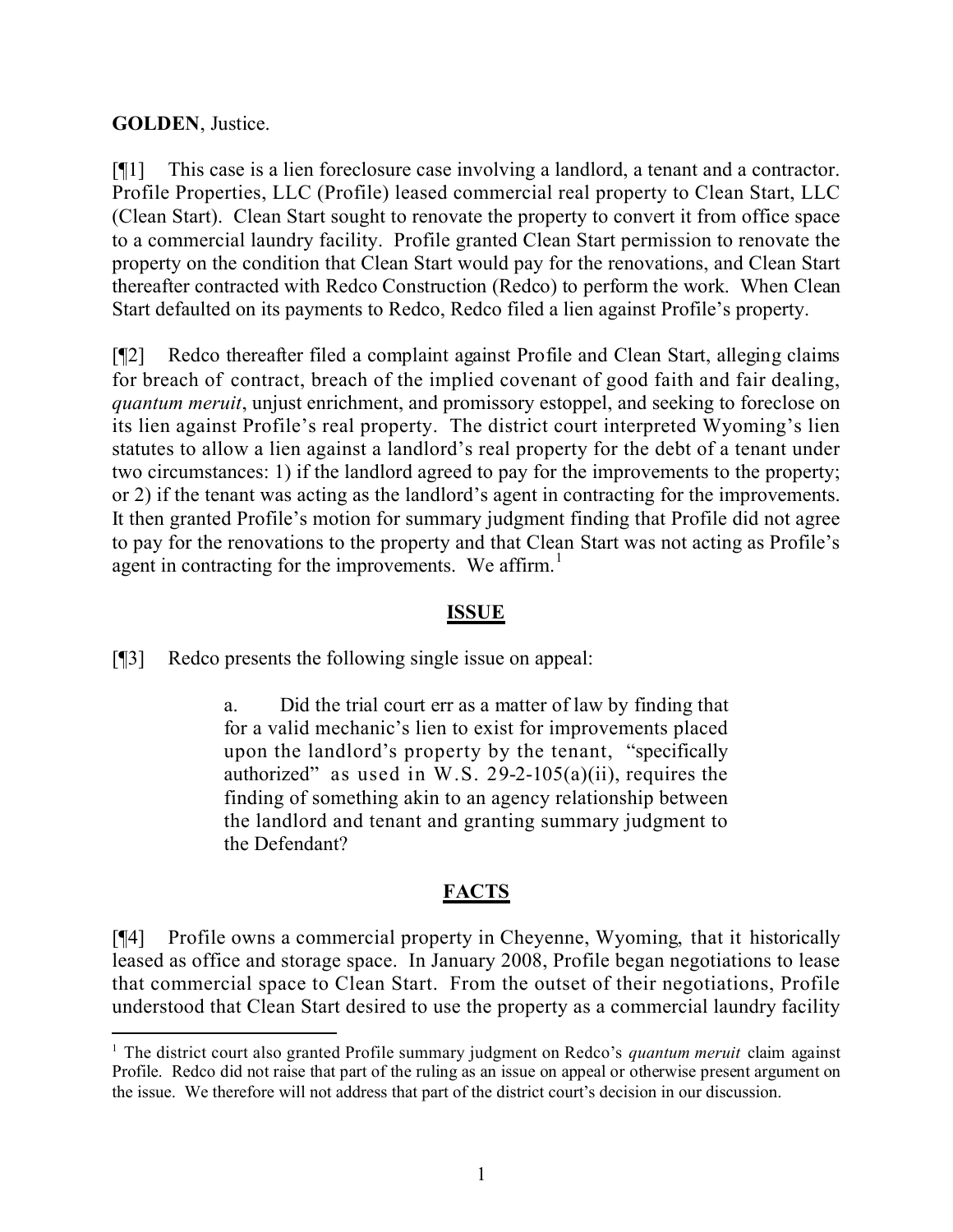**GOLDEN**, Justice.

[¶1] This case is a lien foreclosure case involving a landlord, a tenant and a contractor. Profile Properties, LLC (Profile) leased commercial real property to Clean Start, LLC (Clean Start). Clean Start sought to renovate the property to convert it from office space to a commercial laundry facility. Profile granted Clean Start permission to renovate the property on the condition that Clean Start would pay for the renovations, and Clean Start thereafter contracted with Redco Construction (Redco) to perform the work. When Clean Start defaulted on its payments to Redco, Redco filed a lien against Profile's property.

[¶2] Redco thereafter filed a complaint against Profile and Clean Start, alleging claims for breach of contract, breach of the implied covenant of good faith and fair dealing, *quantum meruit*, unjust enrichment, and promissory estoppel, and seeking to foreclose on its lien against Profile's real property. The district court interpreted Wyoming's lien statutes to allow a lien against a landlord's real property for the debt of a tenant under two circumstances: 1) if the landlord agreed to pay for the improvements to the property; or 2) if the tenant was acting as the landlord's agent in contracting for the improvements. It then granted Profile's motion for summary judgment finding that Profile did not agree to pay for the renovations to the property and that Clean Start was not acting as Profile's agent in contracting for the improvements. We affirm.[1]

## ISSUE

[¶3] Redco presents the following single issue on appeal:

> a. Did the trial court err as a matter of law by finding that for a valid mechanic's lien to exist for improvements placed upon the landlord's property by the tenant, "specifically authorized" as used in W.S. 29-2-105(a)(ii), requires the finding of something akin to an agency relationship between the landlord and tenant and granting summary judgment to the Defendant?

## FACTS

[¶4] Profile owns a commercial property in Cheyenne, Wyoming, that it historically leased as office and storage space. In January 2008, Profile began negotiations to lease that commercial space to Clean Start. From the outset of their negotiations, Profile understood that Clean Start desired to use the property as a commercial laundry facility

---

[1] The district court also granted Profile summary judgment on Redco's *quantum meruit* claim against Profile. Redco did not raise that part of the ruling as an issue on appeal or otherwise present argument on the issue. We therefore will not address that part of the district court's decision in our discussion.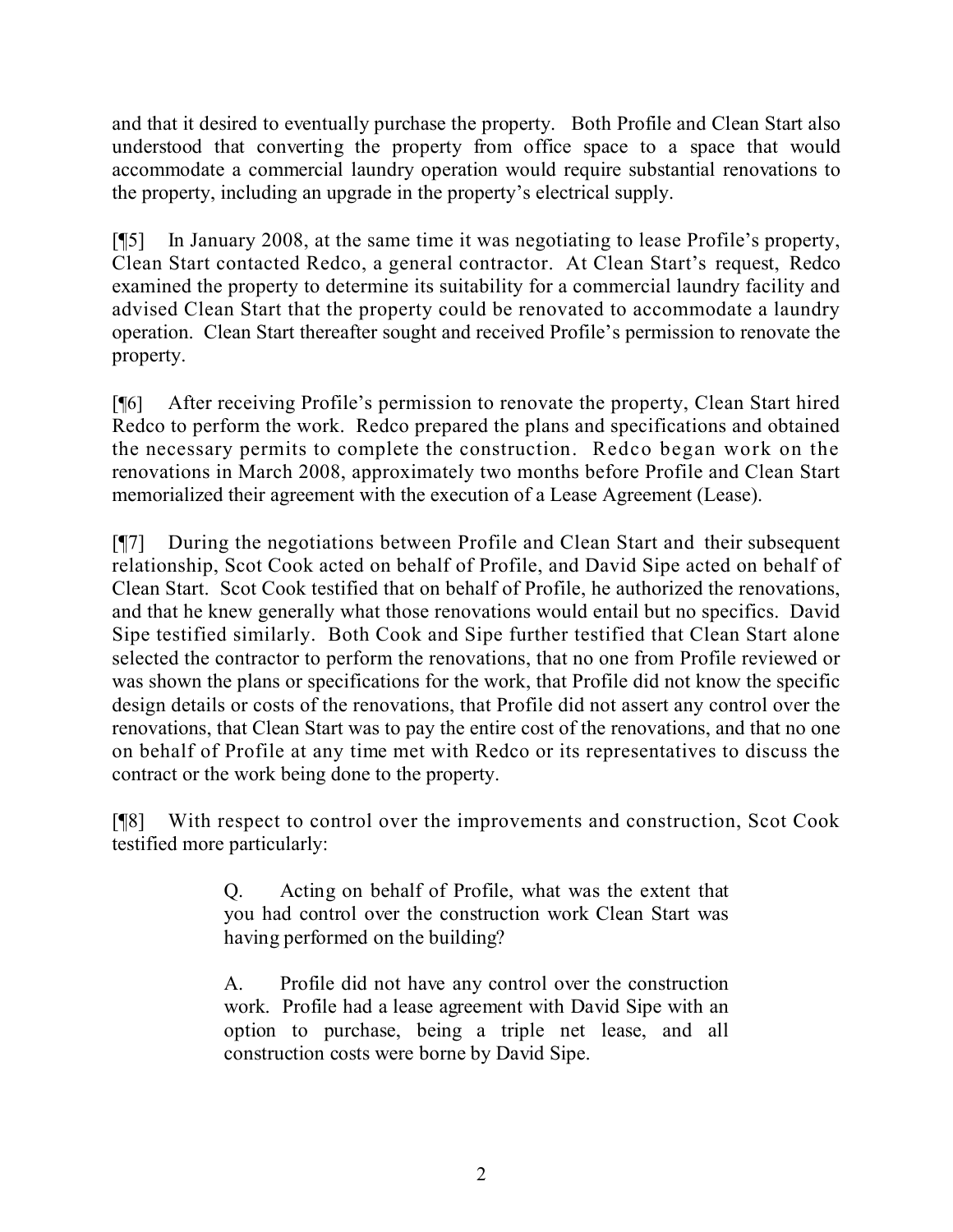and that it desired to eventually purchase the property. Both Profile and Clean Start also understood that converting the property from office space to a space that would accommodate a commercial laundry operation would require substantial renovations to the property, including an upgrade in the property's electrical supply.

[¶5] In January 2008, at the same time it was negotiating to lease Profile's property, Clean Start contacted Redco, a general contractor. At Clean Start's request, Redco examined the property to determine its suitability for a commercial laundry facility and advised Clean Start that the property could be renovated to accommodate a laundry operation. Clean Start thereafter sought and received Profile's permission to renovate the property.

[¶6] After receiving Profile's permission to renovate the property, Clean Start hired Redco to perform the work. Redco prepared the plans and specifications and obtained the necessary permits to complete the construction. Redco began work on the renovations in March 2008, approximately two months before Profile and Clean Start memorialized their agreement with the execution of a Lease Agreement (Lease).

[¶7] During the negotiations between Profile and Clean Start and their subsequent relationship, Scot Cook acted on behalf of Profile, and David Sipe acted on behalf of Clean Start. Scot Cook testified that on behalf of Profile, he authorized the renovations, and that he knew generally what those renovations would entail but no specifics. David Sipe testified similarly. Both Cook and Sipe further testified that Clean Start alone selected the contractor to perform the renovations, that no one from Profile reviewed or was shown the plans or specifications for the work, that Profile did not know the specific design details or costs of the renovations, that Profile did not assert any control over the renovations, that Clean Start was to pay the entire cost of the renovations, and that no one on behalf of Profile at any time met with Redco or its representatives to discuss the contract or the work being done to the property.

[¶8] With respect to control over the improvements and construction, Scot Cook testified more particularly:

> Q. Acting on behalf of Profile, what was the extent that you had control over the construction work Clean Start was having performed on the building?
>
> A. Profile did not have any control over the construction work. Profile had a lease agreement with David Sipe with an option to purchase, being a triple net lease, and all construction costs were borne by David Sipe.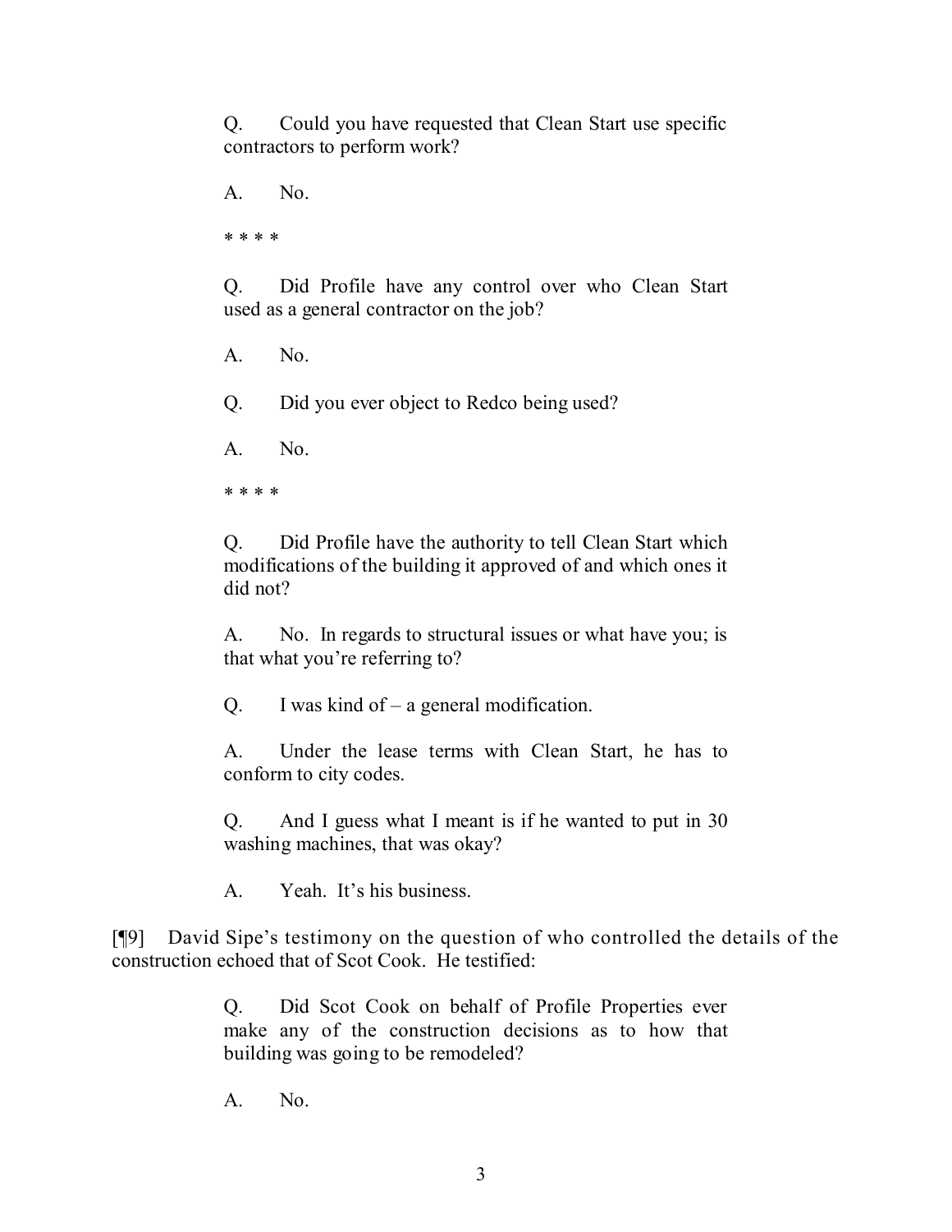> Q. Could you have requested that Clean Start use specific contractors to perform work?
>
> A. No.
>
> * * * *
>
> Q. Did Profile have any control over who Clean Start used as a general contractor on the job?
>
> A. No.
>
> Q. Did you ever object to Redco being used?
>
> A. No.
>
> * * * *
>
> Q. Did Profile have the authority to tell Clean Start which modifications of the building it approved of and which ones it did not?
>
> A. No. In regards to structural issues or what have you; is that what you're referring to?
>
> Q. I was kind of – a general modification.
>
> A. Under the lease terms with Clean Start, he has to conform to city codes.
>
> Q. And I guess what I meant is if he wanted to put in 30 washing machines, that was okay?
>
> A. Yeah. It's his business.

[¶9] David Sipe's testimony on the question of who controlled the details of the construction echoed that of Scot Cook. He testified:

> Q. Did Scot Cook on behalf of Profile Properties ever make any of the construction decisions as to how that building was going to be remodeled?
>
> A. No.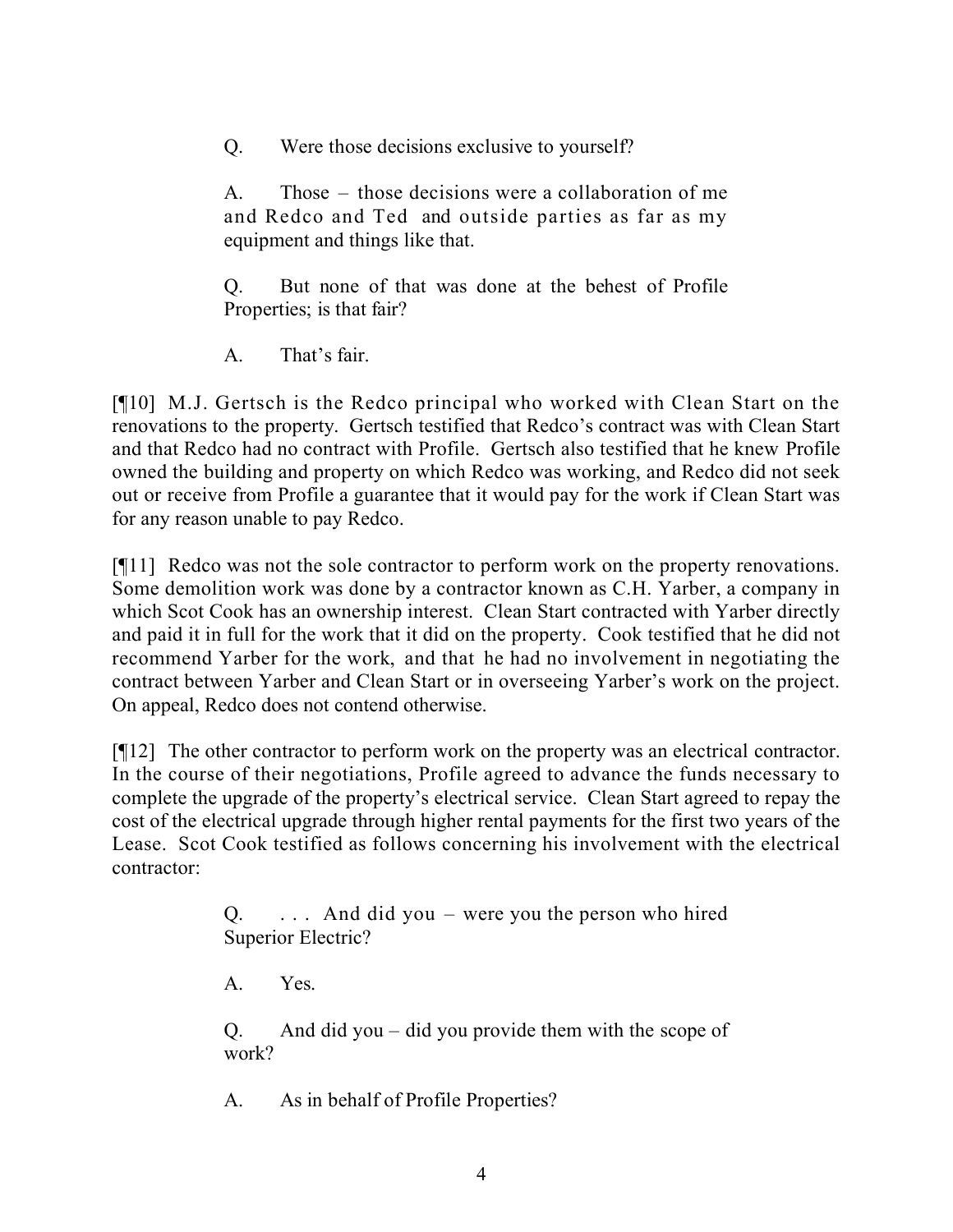> Q. Were those decisions exclusive to yourself?
>
> A. Those – those decisions were a collaboration of me and Redco and Ted and outside parties as far as my equipment and things like that.
>
> Q. But none of that was done at the behest of Profile Properties; is that fair?
>
> A. That's fair.

[¶10] M.J. Gertsch is the Redco principal who worked with Clean Start on the renovations to the property. Gertsch testified that Redco's contract was with Clean Start and that Redco had no contract with Profile. Gertsch also testified that he knew Profile owned the building and property on which Redco was working, and Redco did not seek out or receive from Profile a guarantee that it would pay for the work if Clean Start was for any reason unable to pay Redco.

[¶11] Redco was not the sole contractor to perform work on the property renovations. Some demolition work was done by a contractor known as C.H. Yarber, a company in which Scot Cook has an ownership interest. Clean Start contracted with Yarber directly and paid it in full for the work that it did on the property. Cook testified that he did not recommend Yarber for the work, and that he had no involvement in negotiating the contract between Yarber and Clean Start or in overseeing Yarber's work on the project. On appeal, Redco does not contend otherwise.

[¶12] The other contractor to perform work on the property was an electrical contractor. In the course of their negotiations, Profile agreed to advance the funds necessary to complete the upgrade of the property's electrical service. Clean Start agreed to repay the cost of the electrical upgrade through higher rental payments for the first two years of the Lease. Scot Cook testified as follows concerning his involvement with the electrical contractor:

> Q. . . . And did you – were you the person who hired Superior Electric?
>
> A. Yes.
>
> Q. And did you – did you provide them with the scope of work?
>
> A. As in behalf of Profile Properties?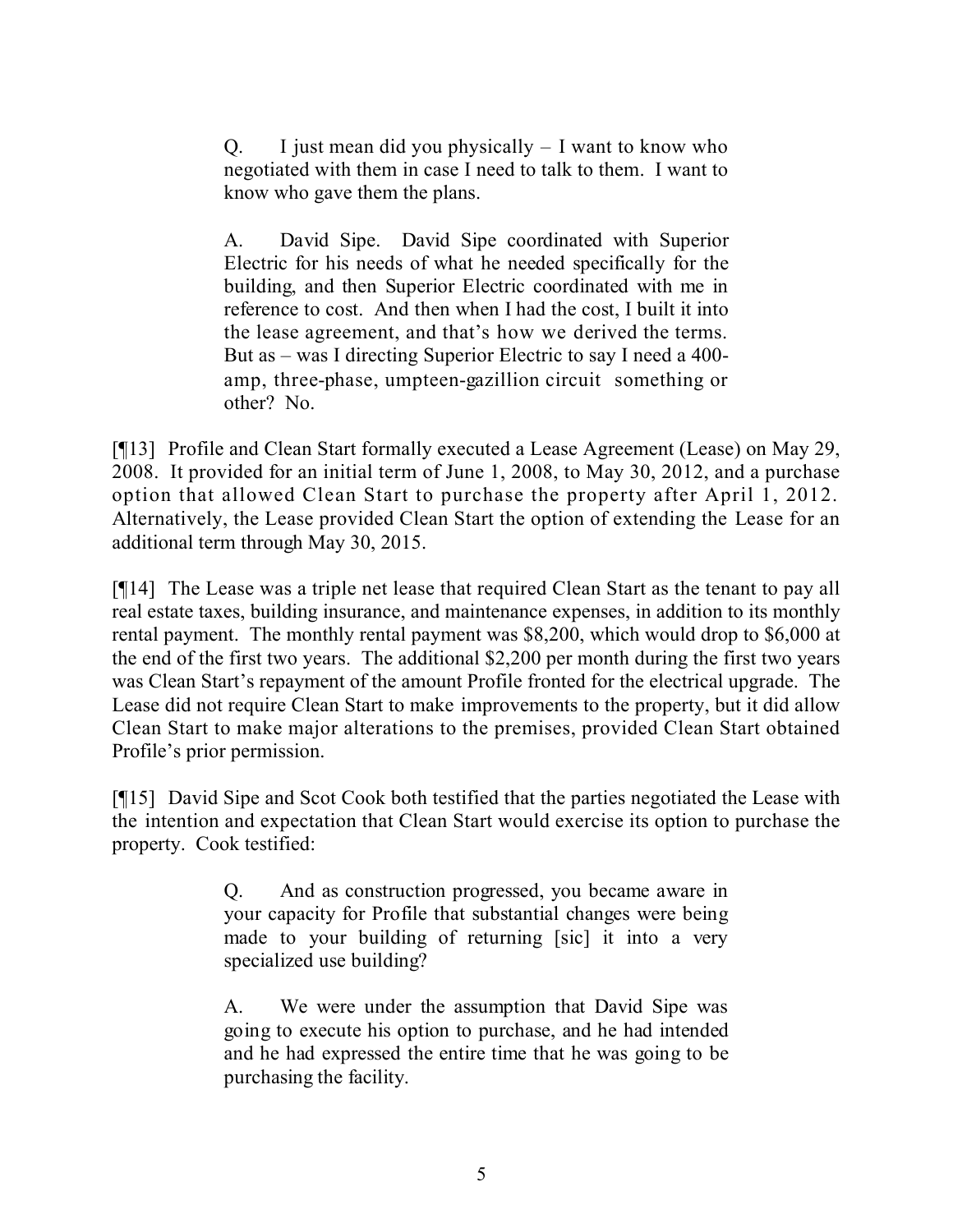> Q. I just mean did you physically – I want to know who negotiated with them in case I need to talk to them. I want to know who gave them the plans.
>
> A. David Sipe. David Sipe coordinated with Superior Electric for his needs of what he needed specifically for the building, and then Superior Electric coordinated with me in reference to cost. And then when I had the cost, I built it into the lease agreement, and that's how we derived the terms. But as – was I directing Superior Electric to say I need a 400-amp, three-phase, umpteen-gazillion circuit something or other? No.

[¶13] Profile and Clean Start formally executed a Lease Agreement (Lease) on May 29, 2008. It provided for an initial term of June 1, 2008, to May 30, 2012, and a purchase option that allowed Clean Start to purchase the property after April 1, 2012. Alternatively, the Lease provided Clean Start the option of extending the Lease for an additional term through May 30, 2015.

[¶14] The Lease was a triple net lease that required Clean Start as the tenant to pay all real estate taxes, building insurance, and maintenance expenses, in addition to its monthly rental payment. The monthly rental payment was $8,200, which would drop to $6,000 at the end of the first two years. The additional $2,200 per month during the first two years was Clean Start's repayment of the amount Profile fronted for the electrical upgrade. The Lease did not require Clean Start to make improvements to the property, but it did allow Clean Start to make major alterations to the premises, provided Clean Start obtained Profile's prior permission.

[¶15] David Sipe and Scot Cook both testified that the parties negotiated the Lease with the intention and expectation that Clean Start would exercise its option to purchase the property. Cook testified:

> Q. And as construction progressed, you became aware in your capacity for Profile that substantial changes were being made to your building of returning [sic] it into a very specialized use building?
>
> A. We were under the assumption that David Sipe was going to execute his option to purchase, and he had intended and he had expressed the entire time that he was going to be purchasing the facility.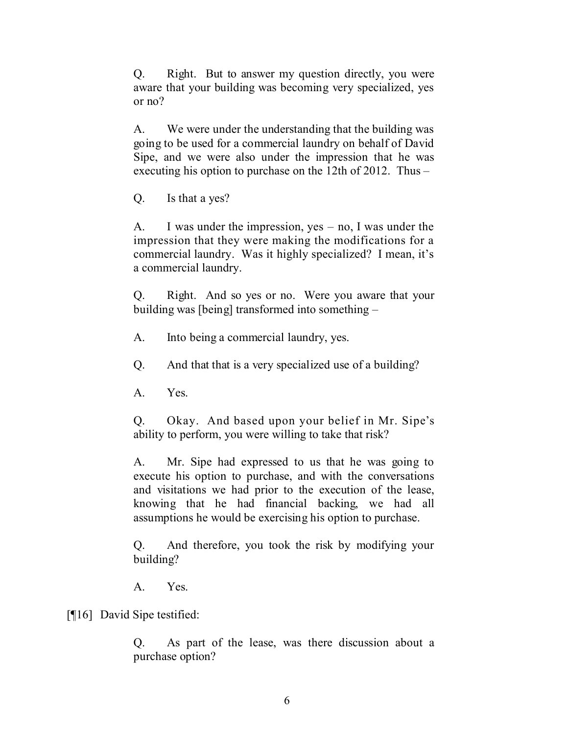> Q. Right. But to answer my question directly, you were aware that your building was becoming very specialized, yes or no?
>
> A. We were under the understanding that the building was going to be used for a commercial laundry on behalf of David Sipe, and we were also under the impression that he was executing his option to purchase on the 12th of 2012. Thus –
>
> Q. Is that a yes?
>
> A. I was under the impression, yes – no, I was under the impression that they were making the modifications for a commercial laundry. Was it highly specialized? I mean, it's a commercial laundry.
>
> Q. Right. And so yes or no. Were you aware that your building was [being] transformed into something –
>
> A. Into being a commercial laundry, yes.
>
> Q. And that that is a very specialized use of a building?
>
> A. Yes.
>
> Q. Okay. And based upon your belief in Mr. Sipe's ability to perform, you were willing to take that risk?
>
> A. Mr. Sipe had expressed to us that he was going to execute his option to purchase, and with the conversations and visitations we had prior to the execution of the lease, knowing that he had financial backing, we had all assumptions he would be exercising his option to purchase.
>
> Q. And therefore, you took the risk by modifying your building?
>
> A. Yes.

[¶16] David Sipe testified:

> Q. As part of the lease, was there discussion about a purchase option?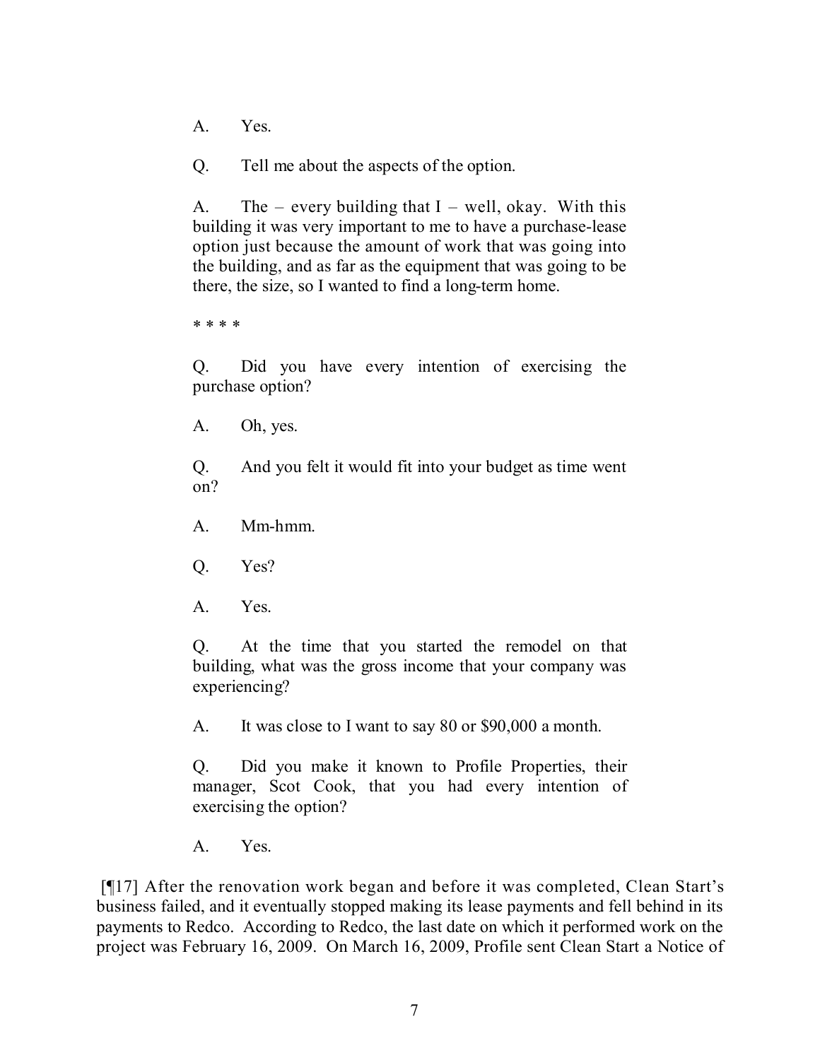> A. Yes.
>
> Q. Tell me about the aspects of the option.
>
> A. The – every building that I – well, okay. With this building it was very important to me to have a purchase-lease option just because the amount of work that was going into the building, and as far as the equipment that was going to be there, the size, so I wanted to find a long-term home.
>
> * * * *
>
> Q. Did you have every intention of exercising the purchase option?
>
> A. Oh, yes.
>
> Q. And you felt it would fit into your budget as time went on?
>
> A. Mm-hmm.
>
> Q. Yes?
>
> A. Yes.
>
> Q. At the time that you started the remodel on that building, what was the gross income that your company was experiencing?
>
> A. It was close to I want to say 80 or $90,000 a month.
>
> Q. Did you make it known to Profile Properties, their manager, Scot Cook, that you had every intention of exercising the option?
>
> A. Yes.

[¶17] After the renovation work began and before it was completed, Clean Start's business failed, and it eventually stopped making its lease payments and fell behind in its payments to Redco. According to Redco, the last date on which it performed work on the project was February 16, 2009. On March 16, 2009, Profile sent Clean Start a Notice of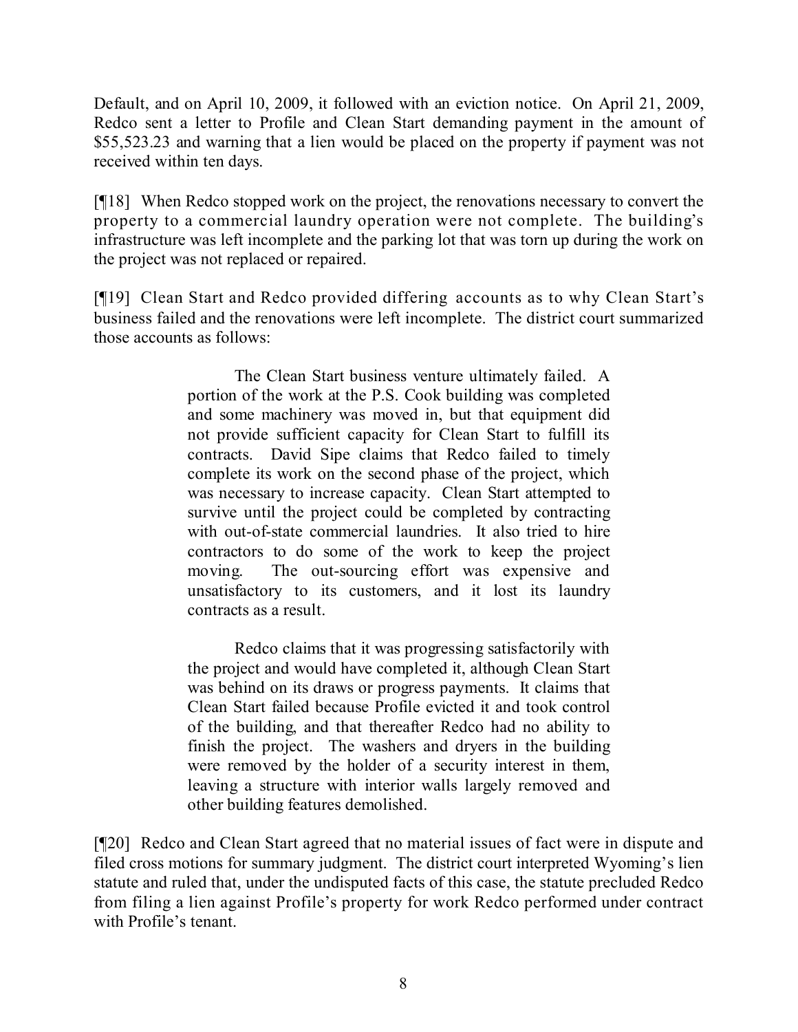Default, and on April 10, 2009, it followed with an eviction notice. On April 21, 2009, Redco sent a letter to Profile and Clean Start demanding payment in the amount of $55,523.23 and warning that a lien would be placed on the property if payment was not received within ten days.

[¶18] When Redco stopped work on the project, the renovations necessary to convert the property to a commercial laundry operation were not complete. The building's infrastructure was left incomplete and the parking lot that was torn up during the work on the project was not replaced or repaired.

[¶19] Clean Start and Redco provided differing accounts as to why Clean Start's business failed and the renovations were left incomplete. The district court summarized those accounts as follows:

> The Clean Start business venture ultimately failed. A portion of the work at the P.S. Cook building was completed and some machinery was moved in, but that equipment did not provide sufficient capacity for Clean Start to fulfill its contracts. David Sipe claims that Redco failed to timely complete its work on the second phase of the project, which was necessary to increase capacity. Clean Start attempted to survive until the project could be completed by contracting with out-of-state commercial laundries. It also tried to hire contractors to do some of the work to keep the project moving. The out-sourcing effort was expensive and unsatisfactory to its customers, and it lost its laundry contracts as a result.
>
> Redco claims that it was progressing satisfactorily with the project and would have completed it, although Clean Start was behind on its draws or progress payments. It claims that Clean Start failed because Profile evicted it and took control of the building, and that thereafter Redco had no ability to finish the project. The washers and dryers in the building were removed by the holder of a security interest in them, leaving a structure with interior walls largely removed and other building features demolished.

[¶20] Redco and Clean Start agreed that no material issues of fact were in dispute and filed cross motions for summary judgment. The district court interpreted Wyoming's lien statute and ruled that, under the undisputed facts of this case, the statute precluded Redco from filing a lien against Profile's property for work Redco performed under contract with Profile's tenant.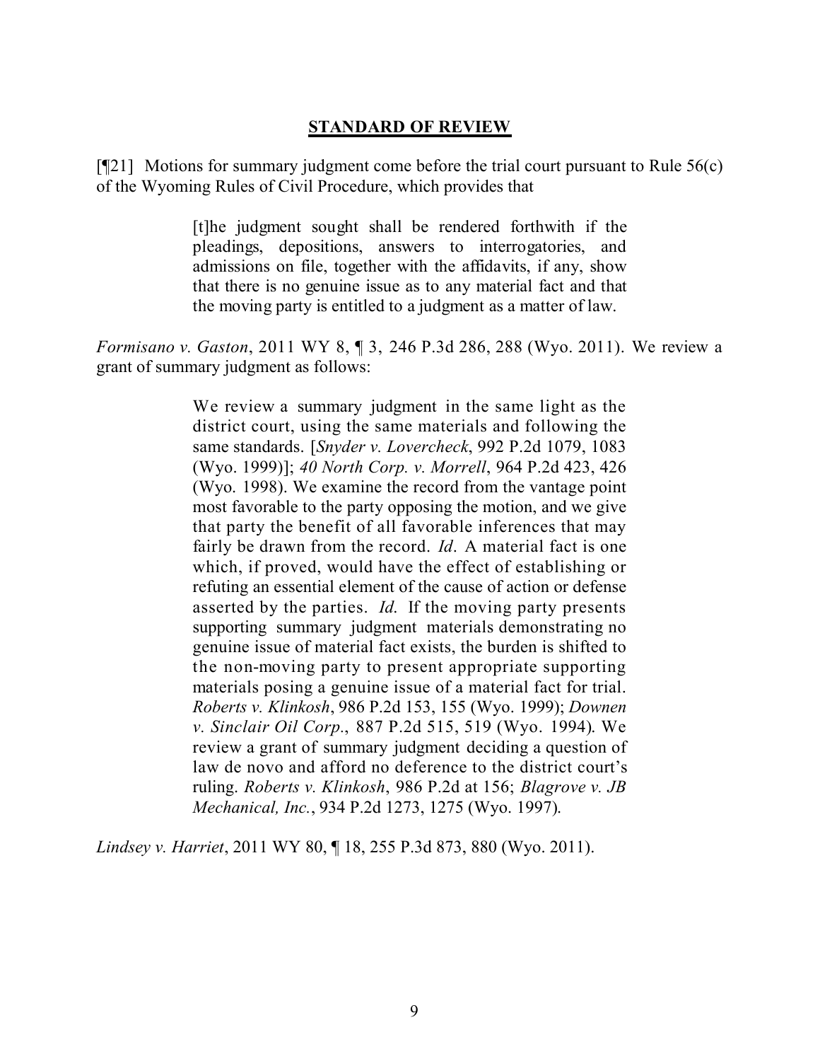## STANDARD OF REVIEW

[¶21] Motions for summary judgment come before the trial court pursuant to Rule 56(c) of the Wyoming Rules of Civil Procedure, which provides that

> [t]he judgment sought shall be rendered forthwith if the pleadings, depositions, answers to interrogatories, and admissions on file, together with the affidavits, if any, show that there is no genuine issue as to any material fact and that the moving party is entitled to a judgment as a matter of law.

*Formisano v. Gaston*, 2011 WY 8, ¶ 3, 246 P.3d 286, 288 (Wyo. 2011). We review a grant of summary judgment as follows:

> We review a summary judgment in the same light as the district court, using the same materials and following the same standards. [*Snyder v. Lovercheck*, 992 P.2d 1079, 1083 (Wyo. 1999)]; *40 North Corp. v. Morrell*, 964 P.2d 423, 426 (Wyo. 1998). We examine the record from the vantage point most favorable to the party opposing the motion, and we give that party the benefit of all favorable inferences that may fairly be drawn from the record. *Id*. A material fact is one which, if proved, would have the effect of establishing or refuting an essential element of the cause of action or defense asserted by the parties. *Id.* If the moving party presents supporting summary judgment materials demonstrating no genuine issue of material fact exists, the burden is shifted to the non-moving party to present appropriate supporting materials posing a genuine issue of a material fact for trial. *Roberts v. Klinkosh*, 986 P.2d 153, 155 (Wyo. 1999); *Downen v. Sinclair Oil Corp.*, 887 P.2d 515, 519 (Wyo. 1994). We review a grant of summary judgment deciding a question of law de novo and afford no deference to the district court's ruling. *Roberts v. Klinkosh*, 986 P.2d at 156; *Blagrove v. JB Mechanical, Inc.*, 934 P.2d 1273, 1275 (Wyo. 1997).

*Lindsey v. Harriet*, 2011 WY 80, ¶ 18, 255 P.3d 873, 880 (Wyo. 2011).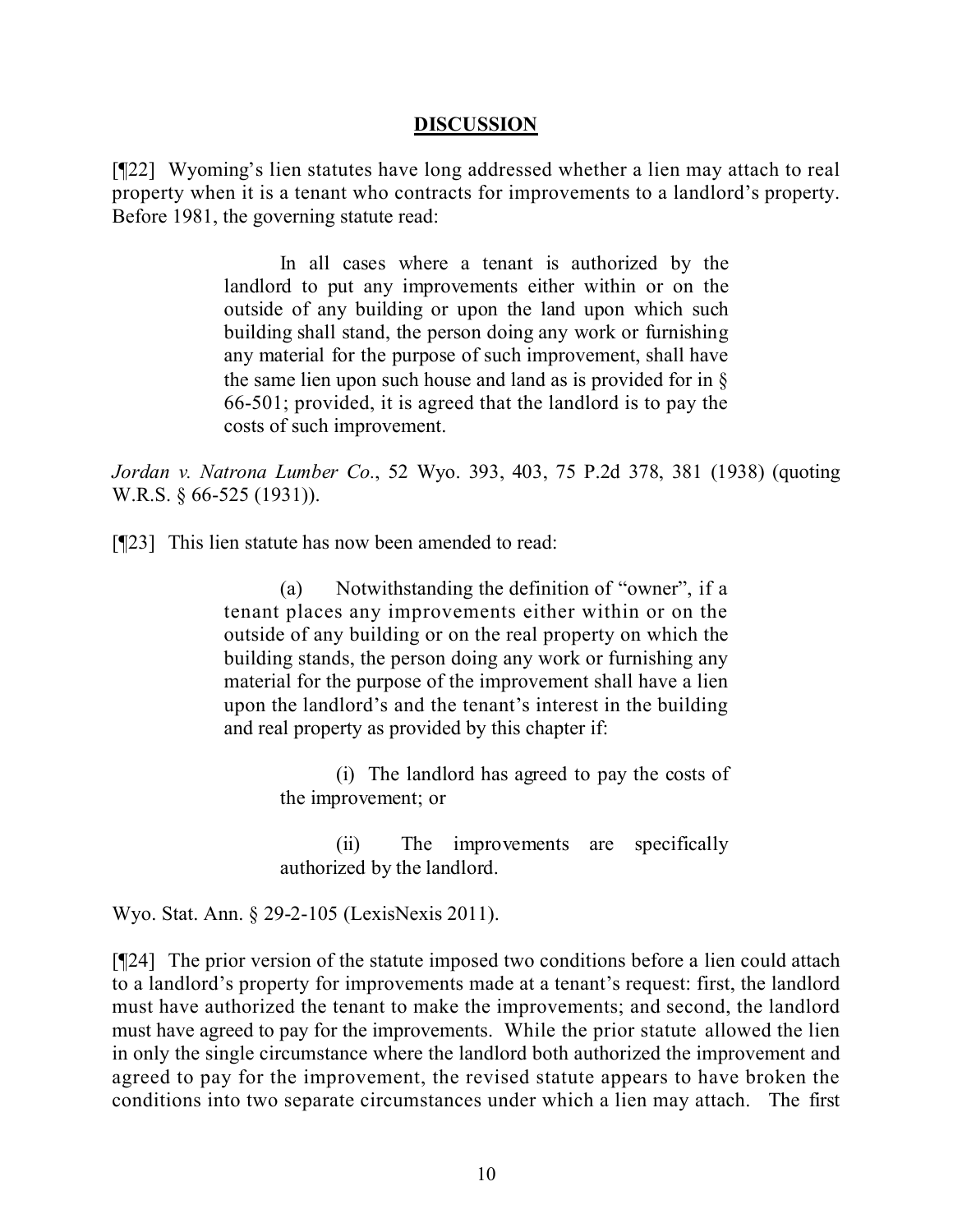## DISCUSSION

[¶22] Wyoming's lien statutes have long addressed whether a lien may attach to real property when it is a tenant who contracts for improvements to a landlord's property. Before 1981, the governing statute read:

> In all cases where a tenant is authorized by the landlord to put any improvements either within or on the outside of any building or upon the land upon which such building shall stand, the person doing any work or furnishing any material for the purpose of such improvement, shall have the same lien upon such house and land as is provided for in § 66-501; provided, it is agreed that the landlord is to pay the costs of such improvement.

*Jordan v. Natrona Lumber Co.*, 52 Wyo. 393, 403, 75 P.2d 378, 381 (1938) (quoting W.R.S. § 66-525 (1931)).

[¶23] This lien statute has now been amended to read:

> (a) Notwithstanding the definition of "owner", if a tenant places any improvements either within or on the outside of any building or on the real property on which the building stands, the person doing any work or furnishing any material for the purpose of the improvement shall have a lien upon the landlord's and the tenant's interest in the building and real property as provided by this chapter if:
>
> > (i) The landlord has agreed to pay the costs of the improvement; or
> >
> > (ii) The improvements are specifically authorized by the landlord.

Wyo. Stat. Ann. § 29-2-105 (LexisNexis 2011).

[¶24] The prior version of the statute imposed two conditions before a lien could attach to a landlord's property for improvements made at a tenant's request: first, the landlord must have authorized the tenant to make the improvements; and second, the landlord must have agreed to pay for the improvements. While the prior statute allowed the lien in only the single circumstance where the landlord both authorized the improvement and agreed to pay for the improvement, the revised statute appears to have broken the conditions into two separate circumstances under which a lien may attach. The first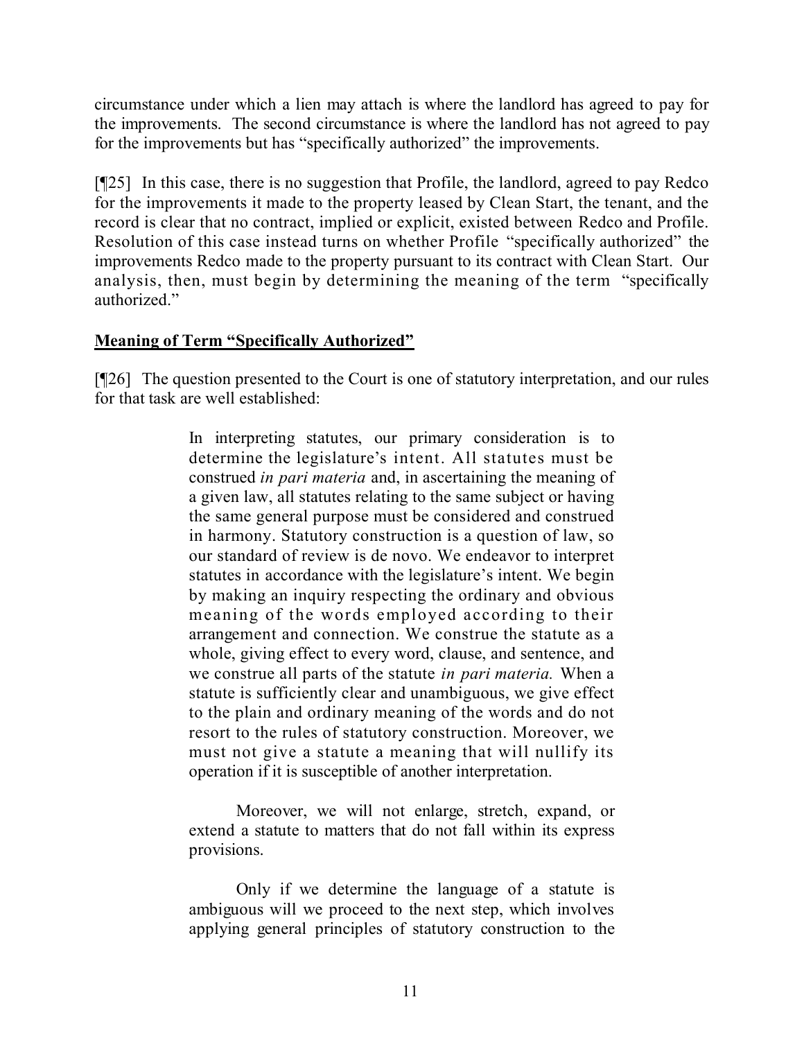circumstance under which a lien may attach is where the landlord has agreed to pay for the improvements. The second circumstance is where the landlord has not agreed to pay for the improvements but has "specifically authorized" the improvements.

[¶25] In this case, there is no suggestion that Profile, the landlord, agreed to pay Redco for the improvements it made to the property leased by Clean Start, the tenant, and the record is clear that no contract, implied or explicit, existed between Redco and Profile. Resolution of this case instead turns on whether Profile "specifically authorized" the improvements Redco made to the property pursuant to its contract with Clean Start. Our analysis, then, must begin by determining the meaning of the term "specifically authorized."

**Meaning of Term "Specifically Authorized"**

[¶26] The question presented to the Court is one of statutory interpretation, and our rules for that task are well established:

> In interpreting statutes, our primary consideration is to determine the legislature's intent. All statutes must be construed *in pari materia* and, in ascertaining the meaning of a given law, all statutes relating to the same subject or having the same general purpose must be considered and construed in harmony. Statutory construction is a question of law, so our standard of review is de novo. We endeavor to interpret statutes in accordance with the legislature's intent. We begin by making an inquiry respecting the ordinary and obvious meaning of the words employed according to their arrangement and connection. We construe the statute as a whole, giving effect to every word, clause, and sentence, and we construe all parts of the statute *in pari materia.* When a statute is sufficiently clear and unambiguous, we give effect to the plain and ordinary meaning of the words and do not resort to the rules of statutory construction. Moreover, we must not give a statute a meaning that will nullify its operation if it is susceptible of another interpretation.
>
> Moreover, we will not enlarge, stretch, expand, or extend a statute to matters that do not fall within its express provisions.
>
> Only if we determine the language of a statute is ambiguous will we proceed to the next step, which involves applying general principles of statutory construction to the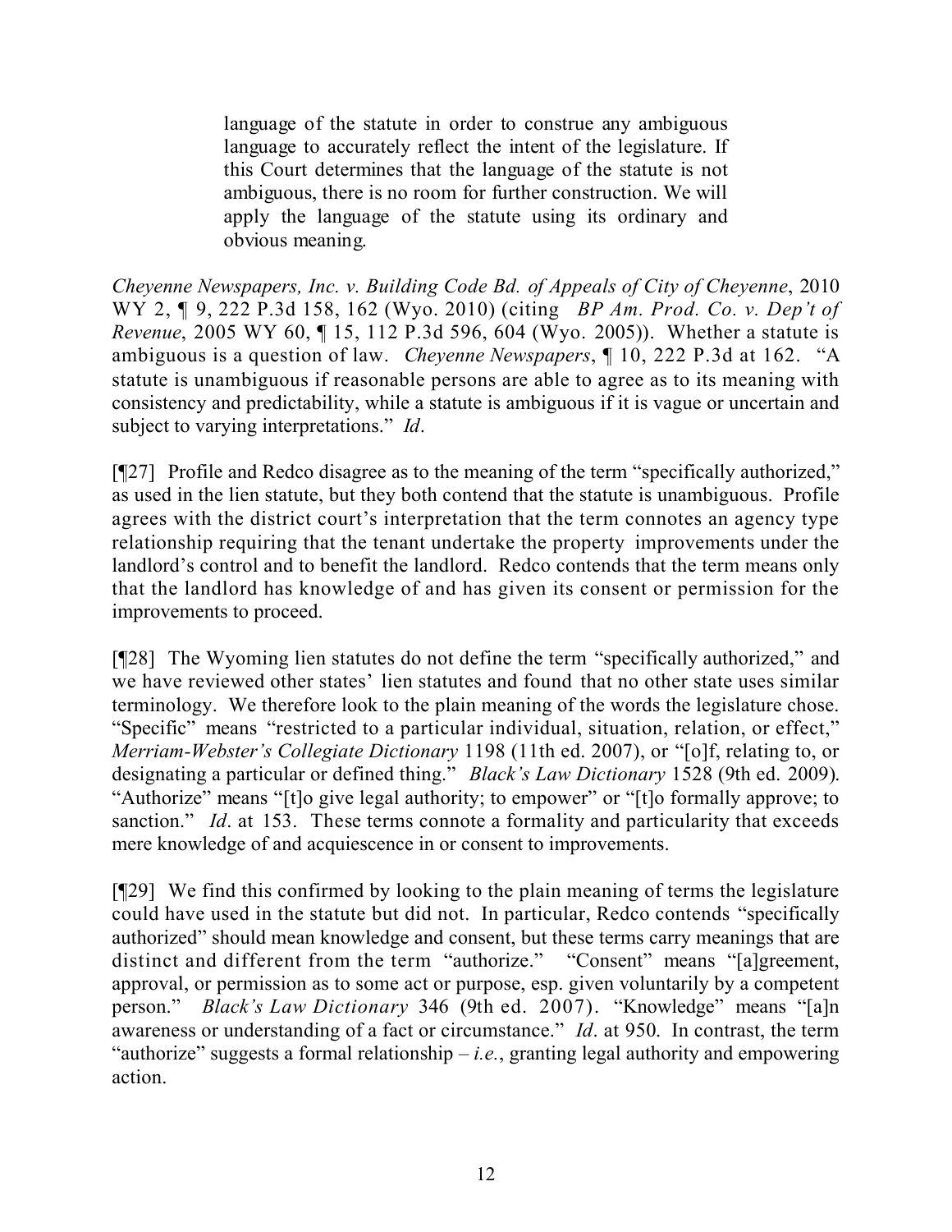> language of the statute in order to construe any ambiguous language to accurately reflect the intent of the legislature. If this Court determines that the language of the statute is not ambiguous, there is no room for further construction. We will apply the language of the statute using its ordinary and obvious meaning.

*Cheyenne Newspapers, Inc. v. Building Code Bd. of Appeals of City of Cheyenne*, 2010 WY 2, ¶ 9, 222 P.3d 158, 162 (Wyo. 2010) (citing *BP Am. Prod. Co. v. Dep't of Revenue*, 2005 WY 60, ¶ 15, 112 P.3d 596, 604 (Wyo. 2005)). Whether a statute is ambiguous is a question of law. *Cheyenne Newspapers*, ¶ 10, 222 P.3d at 162. "A statute is unambiguous if reasonable persons are able to agree as to its meaning with consistency and predictability, while a statute is ambiguous if it is vague or uncertain and subject to varying interpretations." *Id*.

[¶27] Profile and Redco disagree as to the meaning of the term "specifically authorized," as used in the lien statute, but they both contend that the statute is unambiguous. Profile agrees with the district court's interpretation that the term connotes an agency type relationship requiring that the tenant undertake the property improvements under the landlord's control and to benefit the landlord. Redco contends that the term means only that the landlord has knowledge of and has given its consent or permission for the improvements to proceed.

[¶28] The Wyoming lien statutes do not define the term "specifically authorized," and we have reviewed other states' lien statutes and found that no other state uses similar terminology. We therefore look to the plain meaning of the words the legislature chose. "Specific" means "restricted to a particular individual, situation, relation, or effect," *Merriam-Webster's Collegiate Dictionary* 1198 (11th ed. 2007), or "[o]f, relating to, or designating a particular or defined thing." *Black's Law Dictionary* 1528 (9th ed. 2009). "Authorize" means "[t]o give legal authority; to empower" or "[t]o formally approve; to sanction." *Id*. at 153. These terms connote a formality and particularity that exceeds mere knowledge of and acquiescence in or consent to improvements.

[¶29] We find this confirmed by looking to the plain meaning of terms the legislature could have used in the statute but did not. In particular, Redco contends "specifically authorized" should mean knowledge and consent, but these terms carry meanings that are distinct and different from the term "authorize." "Consent" means "[a]greement, approval, or permission as to some act or purpose, esp. given voluntarily by a competent person." *Black's Law Dictionary* 346 (9th ed. 2007). "Knowledge" means "[a]n awareness or understanding of a fact or circumstance." *Id*. at 950. In contrast, the term "authorize" suggests a formal relationship – *i.e.*, granting legal authority and empowering action.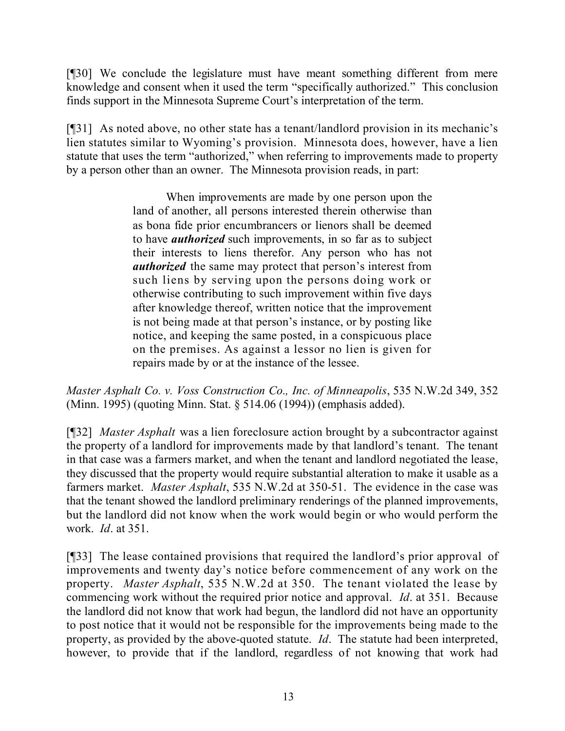[¶30] We conclude the legislature must have meant something different from mere knowledge and consent when it used the term "specifically authorized." This conclusion finds support in the Minnesota Supreme Court's interpretation of the term.

[¶31] As noted above, no other state has a tenant/landlord provision in its mechanic's lien statutes similar to Wyoming's provision. Minnesota does, however, have a lien statute that uses the term "authorized," when referring to improvements made to property by a person other than an owner. The Minnesota provision reads, in part:

> When improvements are made by one person upon the land of another, all persons interested therein otherwise than as bona fide prior encumbrancers or lienors shall be deemed to have ***authorized*** such improvements, in so far as to subject their interests to liens therefor. Any person who has not ***authorized*** the same may protect that person's interest from such liens by serving upon the persons doing work or otherwise contributing to such improvement within five days after knowledge thereof, written notice that the improvement is not being made at that person's instance, or by posting like notice, and keeping the same posted, in a conspicuous place on the premises. As against a lessor no lien is given for repairs made by or at the instance of the lessee.

*Master Asphalt Co. v. Voss Construction Co., Inc. of Minneapolis*, 535 N.W.2d 349, 352 (Minn. 1995) (quoting Minn. Stat. § 514.06 (1994)) (emphasis added).

[¶32] *Master Asphalt* was a lien foreclosure action brought by a subcontractor against the property of a landlord for improvements made by that landlord's tenant. The tenant in that case was a farmers market, and when the tenant and landlord negotiated the lease, they discussed that the property would require substantial alteration to make it usable as a farmers market. *Master Asphalt*, 535 N.W.2d at 350-51. The evidence in the case was that the tenant showed the landlord preliminary renderings of the planned improvements, but the landlord did not know when the work would begin or who would perform the work. *Id*. at 351.

[¶33] The lease contained provisions that required the landlord's prior approval of improvements and twenty day's notice before commencement of any work on the property. *Master Asphalt*, 535 N.W.2d at 350. The tenant violated the lease by commencing work without the required prior notice and approval. *Id*. at 351. Because the landlord did not know that work had begun, the landlord did not have an opportunity to post notice that it would not be responsible for the improvements being made to the property, as provided by the above-quoted statute. *Id*. The statute had been interpreted, however, to provide that if the landlord, regardless of not knowing that work had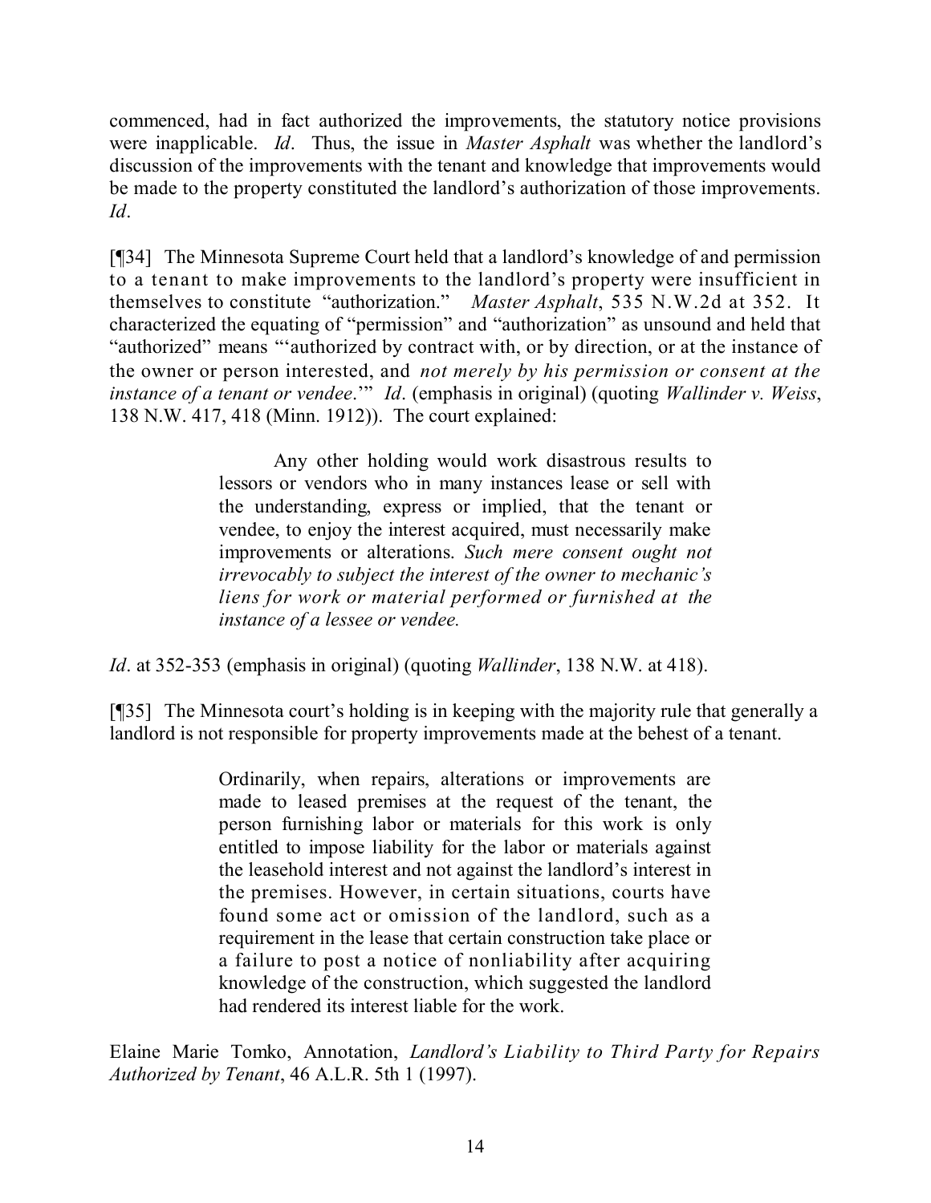commenced, had in fact authorized the improvements, the statutory notice provisions were inapplicable. *Id*. Thus, the issue in *Master Asphalt* was whether the landlord's discussion of the improvements with the tenant and knowledge that improvements would be made to the property constituted the landlord's authorization of those improvements. *Id*.

[¶34] The Minnesota Supreme Court held that a landlord's knowledge of and permission to a tenant to make improvements to the landlord's property were insufficient in themselves to constitute "authorization." *Master Asphalt*, 535 N.W.2d at 352. It characterized the equating of "permission" and "authorization" as unsound and held that "authorized" means "'authorized by contract with, or by direction, or at the instance of the owner or person interested, and *not merely by his permission or consent at the instance of a tenant or vendee*.'" *Id*. (emphasis in original) (quoting *Wallinder v. Weiss*, 138 N.W. 417, 418 (Minn. 1912)). The court explained:

> Any other holding would work disastrous results to lessors or vendors who in many instances lease or sell with the understanding, express or implied, that the tenant or vendee, to enjoy the interest acquired, must necessarily make improvements or alterations. *Such mere consent ought not irrevocably to subject the interest of the owner to mechanic's liens for work or material performed or furnished at the instance of a lessee or vendee.*

*Id*. at 352-353 (emphasis in original) (quoting *Wallinder*, 138 N.W. at 418).

[¶35] The Minnesota court's holding is in keeping with the majority rule that generally a landlord is not responsible for property improvements made at the behest of a tenant.

> Ordinarily, when repairs, alterations or improvements are made to leased premises at the request of the tenant, the person furnishing labor or materials for this work is only entitled to impose liability for the labor or materials against the leasehold interest and not against the landlord's interest in the premises. However, in certain situations, courts have found some act or omission of the landlord, such as a requirement in the lease that certain construction take place or a failure to post a notice of nonliability after acquiring knowledge of the construction, which suggested the landlord had rendered its interest liable for the work.

Elaine Marie Tomko, Annotation, *Landlord's Liability to Third Party for Repairs Authorized by Tenant*, 46 A.L.R. 5th 1 (1997).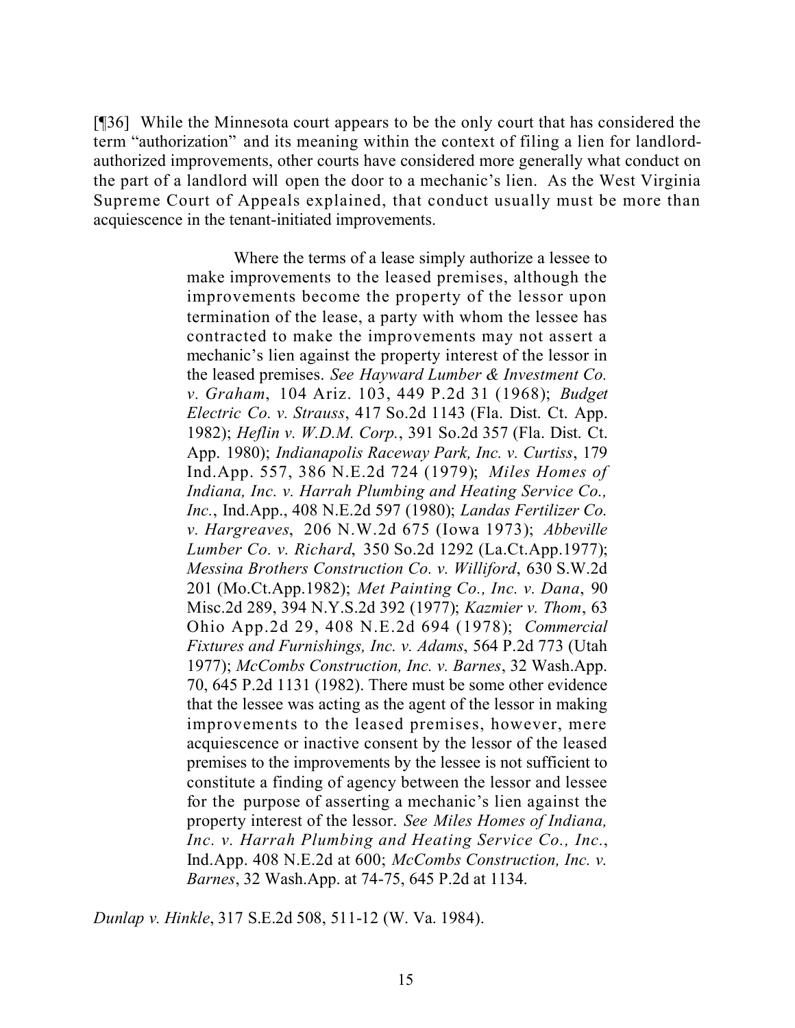[¶36] While the Minnesota court appears to be the only court that has considered the term "authorization" and its meaning within the context of filing a lien for landlord-authorized improvements, other courts have considered more generally what conduct on the part of a landlord will open the door to a mechanic's lien. As the West Virginia Supreme Court of Appeals explained, that conduct usually must be more than acquiescence in the tenant-initiated improvements.

> Where the terms of a lease simply authorize a lessee to make improvements to the leased premises, although the improvements become the property of the lessor upon termination of the lease, a party with whom the lessee has contracted to make the improvements may not assert a mechanic's lien against the property interest of the lessor in the leased premises. *See Hayward Lumber & Investment Co. v. Graham*, 104 Ariz. 103, 449 P.2d 31 (1968); *Budget Electric Co. v. Strauss*, 417 So.2d 1143 (Fla. Dist. Ct. App. 1982); *Heflin v. W.D.M. Corp.*, 391 So.2d 357 (Fla. Dist. Ct. App. 1980); *Indianapolis Raceway Park, Inc. v. Curtiss*, 179 Ind.App. 557, 386 N.E.2d 724 (1979); *Miles Homes of Indiana, Inc. v. Harrah Plumbing and Heating Service Co., Inc.*, Ind.App., 408 N.E.2d 597 (1980); *Landas Fertilizer Co. v. Hargreaves*, 206 N.W.2d 675 (Iowa 1973); *Abbeville Lumber Co. v. Richard*, 350 So.2d 1292 (La.Ct.App.1977); *Messina Brothers Construction Co. v. Williford*, 630 S.W.2d 201 (Mo.Ct.App.1982); *Met Painting Co., Inc. v. Dana*, 90 Misc.2d 289, 394 N.Y.S.2d 392 (1977); *Kazmier v. Thom*, 63 Ohio App.2d 29, 408 N.E.2d 694 (1978); *Commercial Fixtures and Furnishings, Inc. v. Adams*, 564 P.2d 773 (Utah 1977); *McCombs Construction, Inc. v. Barnes*, 32 Wash.App. 70, 645 P.2d 1131 (1982). There must be some other evidence that the lessee was acting as the agent of the lessor in making improvements to the leased premises, however, mere acquiescence or inactive consent by the lessor of the leased premises to the improvements by the lessee is not sufficient to constitute a finding of agency between the lessor and lessee for the purpose of asserting a mechanic's lien against the property interest of the lessor. *See Miles Homes of Indiana, Inc. v. Harrah Plumbing and Heating Service Co., Inc.*, Ind.App. 408 N.E.2d at 600; *McCombs Construction, Inc. v. Barnes*, 32 Wash.App. at 74-75, 645 P.2d at 1134.

*Dunlap v. Hinkle*, 317 S.E.2d 508, 511-12 (W. Va. 1984).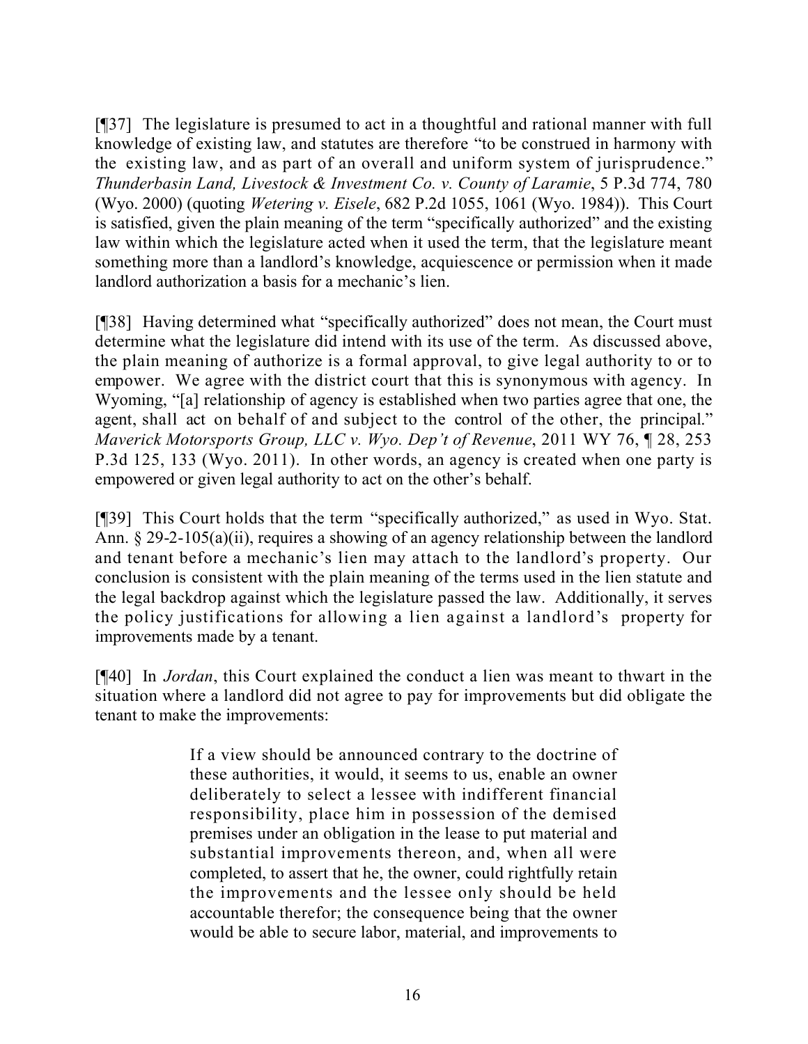[¶37] The legislature is presumed to act in a thoughtful and rational manner with full knowledge of existing law, and statutes are therefore "to be construed in harmony with the existing law, and as part of an overall and uniform system of jurisprudence." *Thunderbasin Land, Livestock & Investment Co. v. County of Laramie*, 5 P.3d 774, 780 (Wyo. 2000) (quoting *Wetering v. Eisele*, 682 P.2d 1055, 1061 (Wyo. 1984)). This Court is satisfied, given the plain meaning of the term "specifically authorized" and the existing law within which the legislature acted when it used the term, that the legislature meant something more than a landlord's knowledge, acquiescence or permission when it made landlord authorization a basis for a mechanic's lien.

[¶38] Having determined what "specifically authorized" does not mean, the Court must determine what the legislature did intend with its use of the term. As discussed above, the plain meaning of authorize is a formal approval, to give legal authority to or to empower. We agree with the district court that this is synonymous with agency. In Wyoming, "[a] relationship of agency is established when two parties agree that one, the agent, shall act on behalf of and subject to the control of the other, the principal." *Maverick Motorsports Group, LLC v. Wyo. Dep't of Revenue*, 2011 WY 76, ¶ 28, 253 P.3d 125, 133 (Wyo. 2011). In other words, an agency is created when one party is empowered or given legal authority to act on the other's behalf.

[¶39] This Court holds that the term "specifically authorized," as used in Wyo. Stat. Ann. § 29-2-105(a)(ii), requires a showing of an agency relationship between the landlord and tenant before a mechanic's lien may attach to the landlord's property. Our conclusion is consistent with the plain meaning of the terms used in the lien statute and the legal backdrop against which the legislature passed the law. Additionally, it serves the policy justifications for allowing a lien against a landlord's property for improvements made by a tenant.

[¶40] In *Jordan*, this Court explained the conduct a lien was meant to thwart in the situation where a landlord did not agree to pay for improvements but did obligate the tenant to make the improvements:

> If a view should be announced contrary to the doctrine of these authorities, it would, it seems to us, enable an owner deliberately to select a lessee with indifferent financial responsibility, place him in possession of the demised premises under an obligation in the lease to put material and substantial improvements thereon, and, when all were completed, to assert that he, the owner, could rightfully retain the improvements and the lessee only should be held accountable therefor; the consequence being that the owner would be able to secure labor, material, and improvements to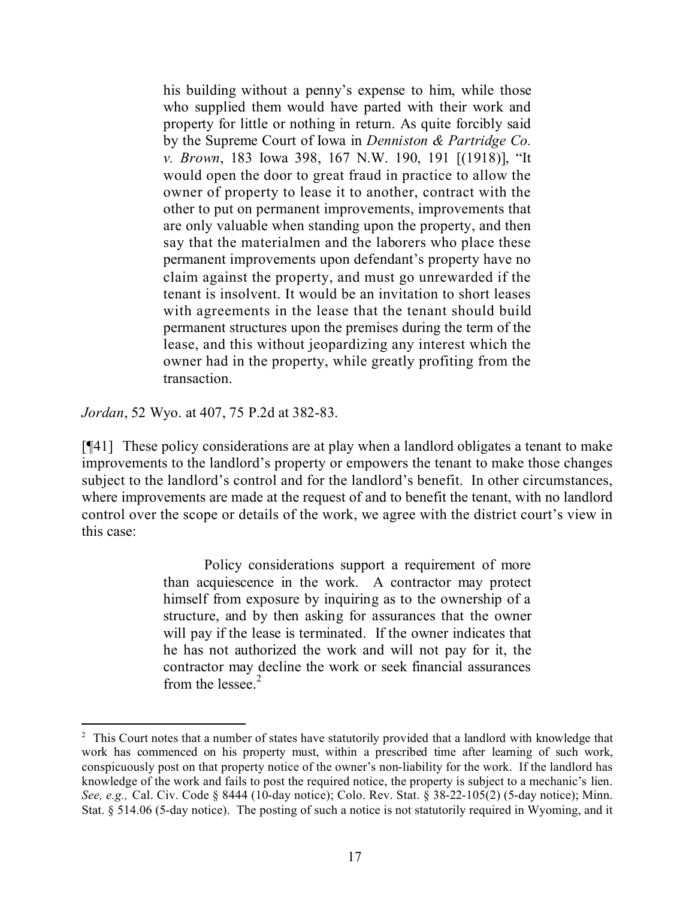> his building without a penny's expense to him, while those who supplied them would have parted with their work and property for little or nothing in return. As quite forcibly said by the Supreme Court of Iowa in *Denniston & Partridge Co. v. Brown*, 183 Iowa 398, 167 N.W. 190, 191 [(1918)], "It would open the door to great fraud in practice to allow the owner of property to lease it to another, contract with the other to put on permanent improvements, improvements that are only valuable when standing upon the property, and then say that the materialmen and the laborers who place these permanent improvements upon defendant's property have no claim against the property, and must go unrewarded if the tenant is insolvent. It would be an invitation to short leases with agreements in the lease that the tenant should build permanent structures upon the premises during the term of the lease, and this without jeopardizing any interest which the owner had in the property, while greatly profiting from the transaction.

*Jordan*, 52 Wyo. at 407, 75 P.2d at 382-83.

[¶41] These policy considerations are at play when a landlord obligates a tenant to make improvements to the landlord's property or empowers the tenant to make those changes subject to the landlord's control and for the landlord's benefit. In other circumstances, where improvements are made at the request of and to benefit the tenant, with no landlord control over the scope or details of the work, we agree with the district court's view in this case:

> Policy considerations support a requirement of more than acquiescence in the work. A contractor may protect himself from exposure by inquiring as to the ownership of a structure, and by then asking for assurances that the owner will pay if the lease is terminated. If the owner indicates that he has not authorized the work and will not pay for it, the contractor may decline the work or seek financial assurances from the lessee.[2]

---

[2] This Court notes that a number of states have statutorily provided that a landlord with knowledge that work has commenced on his property must, within a prescribed time after learning of such work, conspicuously post on that property notice of the owner's non-liability for the work. If the landlord has knowledge of the work and fails to post the required notice, the property is subject to a mechanic's lien. *See, e.g.,* Cal. Civ. Code § 8444 (10-day notice); Colo. Rev. Stat. § 38-22-105(2) (5-day notice); Minn. Stat. § 514.06 (5-day notice). The posting of such a notice is not statutorily required in Wyoming, and it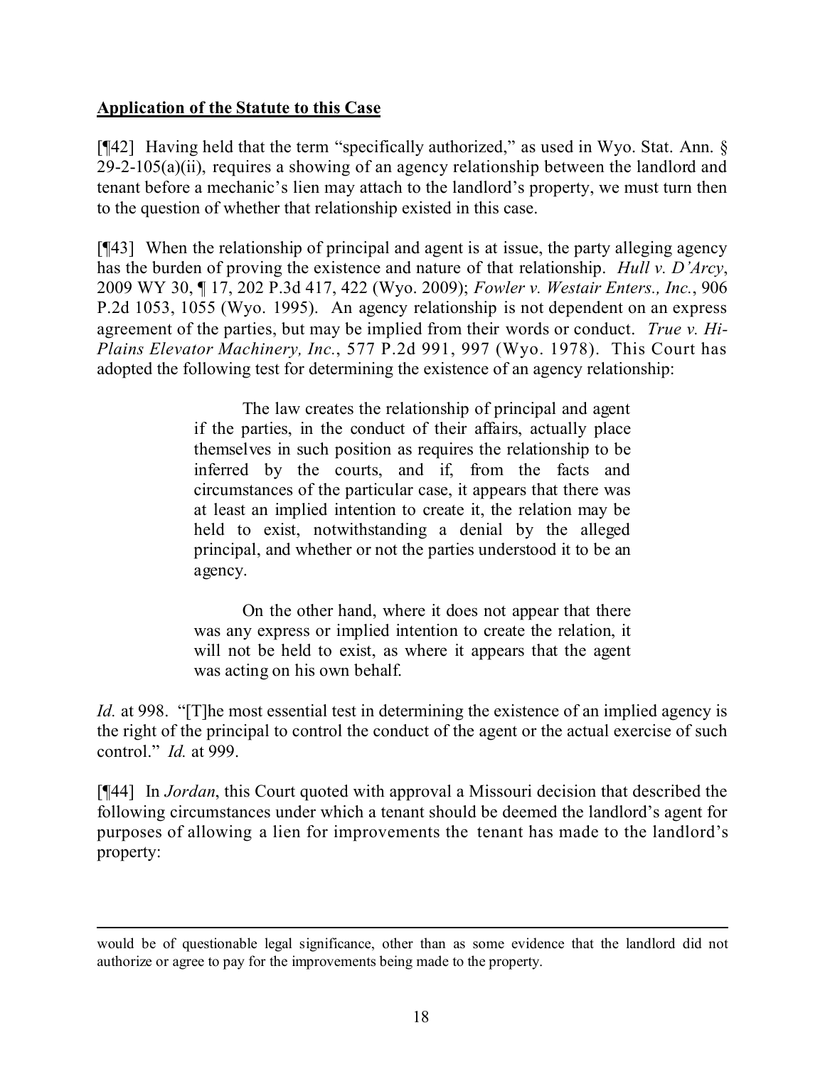**Application of the Statute to this Case**

[¶42] Having held that the term "specifically authorized," as used in Wyo. Stat. Ann. § 29-2-105(a)(ii), requires a showing of an agency relationship between the landlord and tenant before a mechanic's lien may attach to the landlord's property, we must turn then to the question of whether that relationship existed in this case.

[¶43] When the relationship of principal and agent is at issue, the party alleging agency has the burden of proving the existence and nature of that relationship. *Hull v. D'Arcy*, 2009 WY 30, ¶ 17, 202 P.3d 417, 422 (Wyo. 2009); *Fowler v. Westair Enters., Inc.*, 906 P.2d 1053, 1055 (Wyo. 1995). An agency relationship is not dependent on an express agreement of the parties, but may be implied from their words or conduct. *True v. Hi-Plains Elevator Machinery, Inc.*, 577 P.2d 991, 997 (Wyo. 1978). This Court has adopted the following test for determining the existence of an agency relationship:

> The law creates the relationship of principal and agent if the parties, in the conduct of their affairs, actually place themselves in such position as requires the relationship to be inferred by the courts, and if, from the facts and circumstances of the particular case, it appears that there was at least an implied intention to create it, the relation may be held to exist, notwithstanding a denial by the alleged principal, and whether or not the parties understood it to be an agency.
>
> On the other hand, where it does not appear that there was any express or implied intention to create the relation, it will not be held to exist, as where it appears that the agent was acting on his own behalf.

*Id.* at 998. "[T]he most essential test in determining the existence of an implied agency is the right of the principal to control the conduct of the agent or the actual exercise of such control." *Id.* at 999.

[¶44] In *Jordan*, this Court quoted with approval a Missouri decision that described the following circumstances under which a tenant should be deemed the landlord's agent for purposes of allowing a lien for improvements the tenant has made to the landlord's property:

---

would be of questionable legal significance, other than as some evidence that the landlord did not authorize or agree to pay for the improvements being made to the property.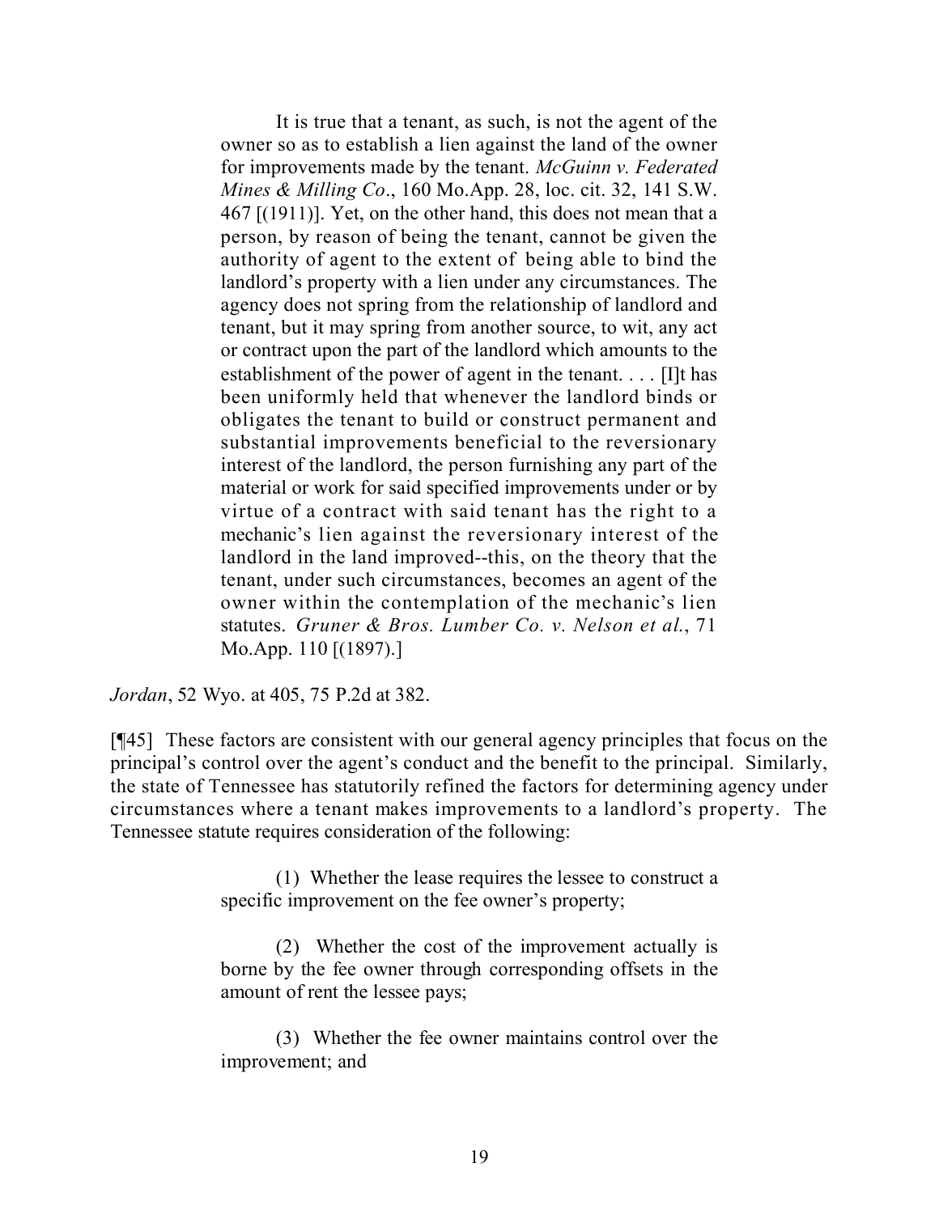> It is true that a tenant, as such, is not the agent of the owner so as to establish a lien against the land of the owner for improvements made by the tenant. *McGuinn v. Federated Mines & Milling Co*., 160 Mo.App. 28, loc. cit. 32, 141 S.W. 467 [(1911)]. Yet, on the other hand, this does not mean that a person, by reason of being the tenant, cannot be given the authority of agent to the extent of being able to bind the landlord's property with a lien under any circumstances. The agency does not spring from the relationship of landlord and tenant, but it may spring from another source, to wit, any act or contract upon the part of the landlord which amounts to the establishment of the power of agent in the tenant. . . . [I]t has been uniformly held that whenever the landlord binds or obligates the tenant to build or construct permanent and substantial improvements beneficial to the reversionary interest of the landlord, the person furnishing any part of the material or work for said specified improvements under or by virtue of a contract with said tenant has the right to a mechanic's lien against the reversionary interest of the landlord in the land improved--this, on the theory that the tenant, under such circumstances, becomes an agent of the owner within the contemplation of the mechanic's lien statutes. *Gruner & Bros. Lumber Co. v. Nelson et al.*, 71 Mo.App. 110 [(1897).]

*Jordan*, 52 Wyo. at 405, 75 P.2d at 382.

[¶45] These factors are consistent with our general agency principles that focus on the principal's control over the agent's conduct and the benefit to the principal. Similarly, the state of Tennessee has statutorily refined the factors for determining agency under circumstances where a tenant makes improvements to a landlord's property. The Tennessee statute requires consideration of the following:

> (1) Whether the lease requires the lessee to construct a specific improvement on the fee owner's property;
>
> (2) Whether the cost of the improvement actually is borne by the fee owner through corresponding offsets in the amount of rent the lessee pays;
>
> (3) Whether the fee owner maintains control over the improvement; and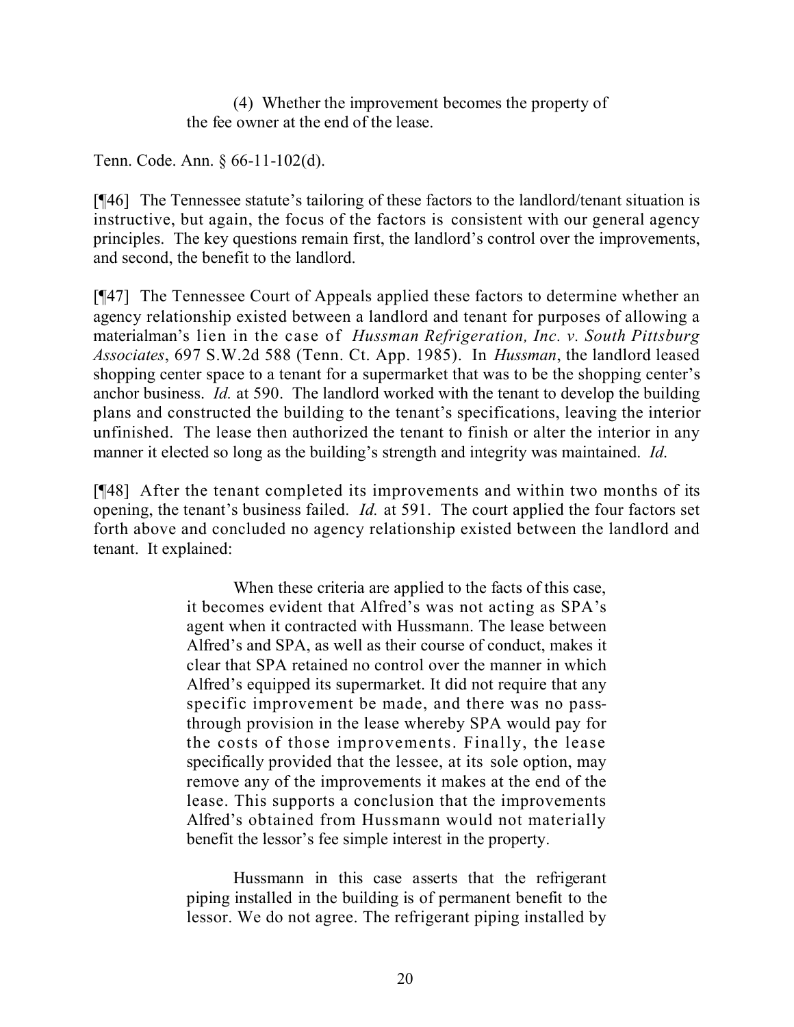(4) Whether the improvement becomes the property of the fee owner at the end of the lease.

Tenn. Code. Ann. § 66-11-102(d).

[¶46] The Tennessee statute's tailoring of these factors to the landlord/tenant situation is instructive, but again, the focus of the factors is consistent with our general agency principles. The key questions remain first, the landlord's control over the improvements, and second, the benefit to the landlord.

[¶47] The Tennessee Court of Appeals applied these factors to determine whether an agency relationship existed between a landlord and tenant for purposes of allowing a materialman's lien in the case of *Hussman Refrigeration, Inc. v. South Pittsburg Associates*, 697 S.W.2d 588 (Tenn. Ct. App. 1985). In *Hussman*, the landlord leased shopping center space to a tenant for a supermarket that was to be the shopping center's anchor business. *Id.* at 590. The landlord worked with the tenant to develop the building plans and constructed the building to the tenant's specifications, leaving the interior unfinished. The lease then authorized the tenant to finish or alter the interior in any manner it elected so long as the building's strength and integrity was maintained. *Id.*

[¶48] After the tenant completed its improvements and within two months of its opening, the tenant's business failed. *Id.* at 591. The court applied the four factors set forth above and concluded no agency relationship existed between the landlord and tenant. It explained:

> When these criteria are applied to the facts of this case, it becomes evident that Alfred's was not acting as SPA's agent when it contracted with Hussmann. The lease between Alfred's and SPA, as well as their course of conduct, makes it clear that SPA retained no control over the manner in which Alfred's equipped its supermarket. It did not require that any specific improvement be made, and there was no pass-through provision in the lease whereby SPA would pay for the costs of those improvements. Finally, the lease specifically provided that the lessee, at its sole option, may remove any of the improvements it makes at the end of the lease. This supports a conclusion that the improvements Alfred's obtained from Hussmann would not materially benefit the lessor's fee simple interest in the property.
>
> Hussmann in this case asserts that the refrigerant piping installed in the building is of permanent benefit to the lessor. We do not agree. The refrigerant piping installed by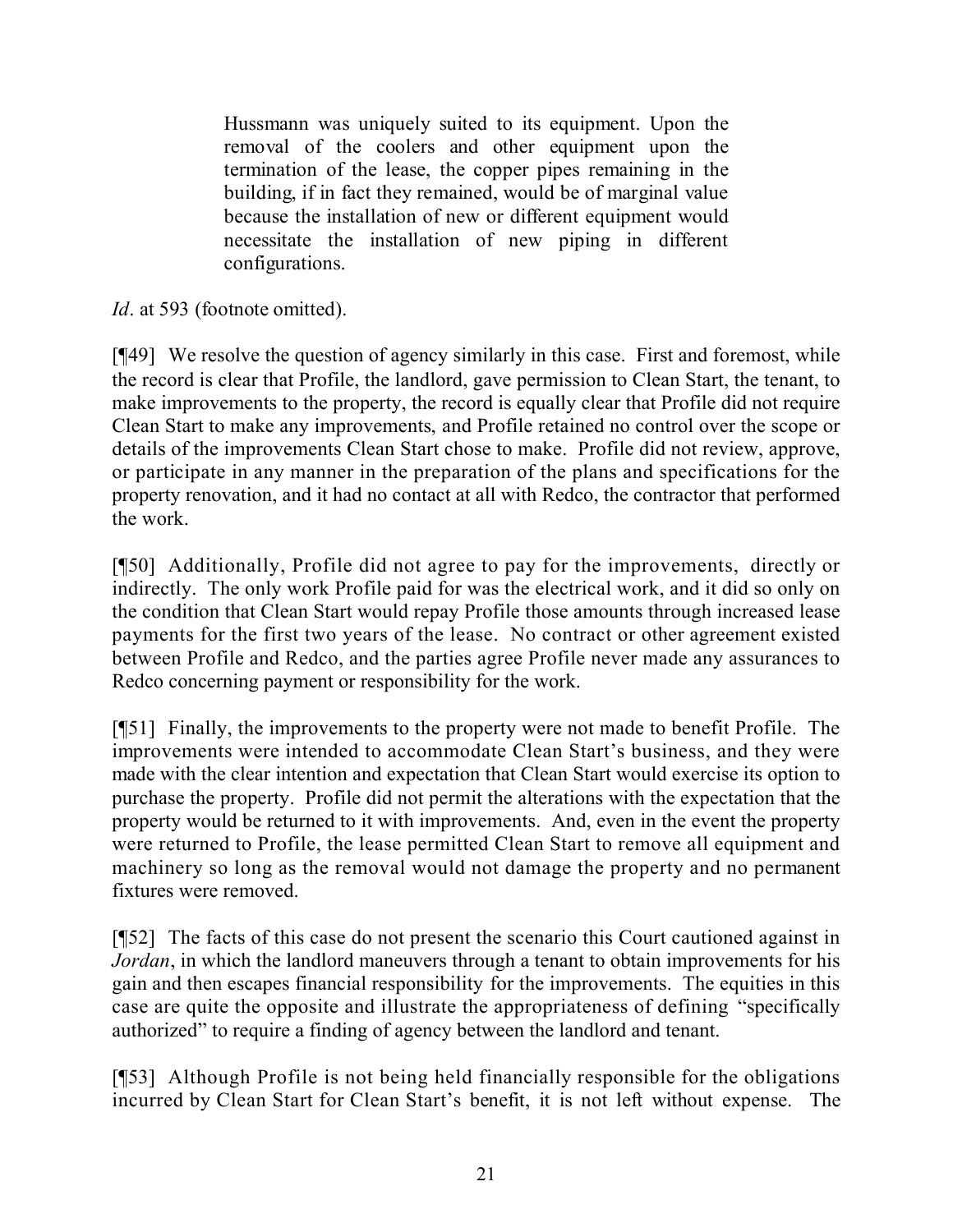> Hussmann was uniquely suited to its equipment. Upon the removal of the coolers and other equipment upon the termination of the lease, the copper pipes remaining in the building, if in fact they remained, would be of marginal value because the installation of new or different equipment would necessitate the installation of new piping in different configurations.

*Id*. at 593 (footnote omitted).

[¶49] We resolve the question of agency similarly in this case. First and foremost, while the record is clear that Profile, the landlord, gave permission to Clean Start, the tenant, to make improvements to the property, the record is equally clear that Profile did not require Clean Start to make any improvements, and Profile retained no control over the scope or details of the improvements Clean Start chose to make. Profile did not review, approve, or participate in any manner in the preparation of the plans and specifications for the property renovation, and it had no contact at all with Redco, the contractor that performed the work.

[¶50] Additionally, Profile did not agree to pay for the improvements, directly or indirectly. The only work Profile paid for was the electrical work, and it did so only on the condition that Clean Start would repay Profile those amounts through increased lease payments for the first two years of the lease. No contract or other agreement existed between Profile and Redco, and the parties agree Profile never made any assurances to Redco concerning payment or responsibility for the work.

[¶51] Finally, the improvements to the property were not made to benefit Profile. The improvements were intended to accommodate Clean Start's business, and they were made with the clear intention and expectation that Clean Start would exercise its option to purchase the property. Profile did not permit the alterations with the expectation that the property would be returned to it with improvements. And, even in the event the property were returned to Profile, the lease permitted Clean Start to remove all equipment and machinery so long as the removal would not damage the property and no permanent fixtures were removed.

[¶52] The facts of this case do not present the scenario this Court cautioned against in *Jordan*, in which the landlord maneuvers through a tenant to obtain improvements for his gain and then escapes financial responsibility for the improvements. The equities in this case are quite the opposite and illustrate the appropriateness of defining "specifically authorized" to require a finding of agency between the landlord and tenant.

[¶53] Although Profile is not being held financially responsible for the obligations incurred by Clean Start for Clean Start's benefit, it is not left without expense. The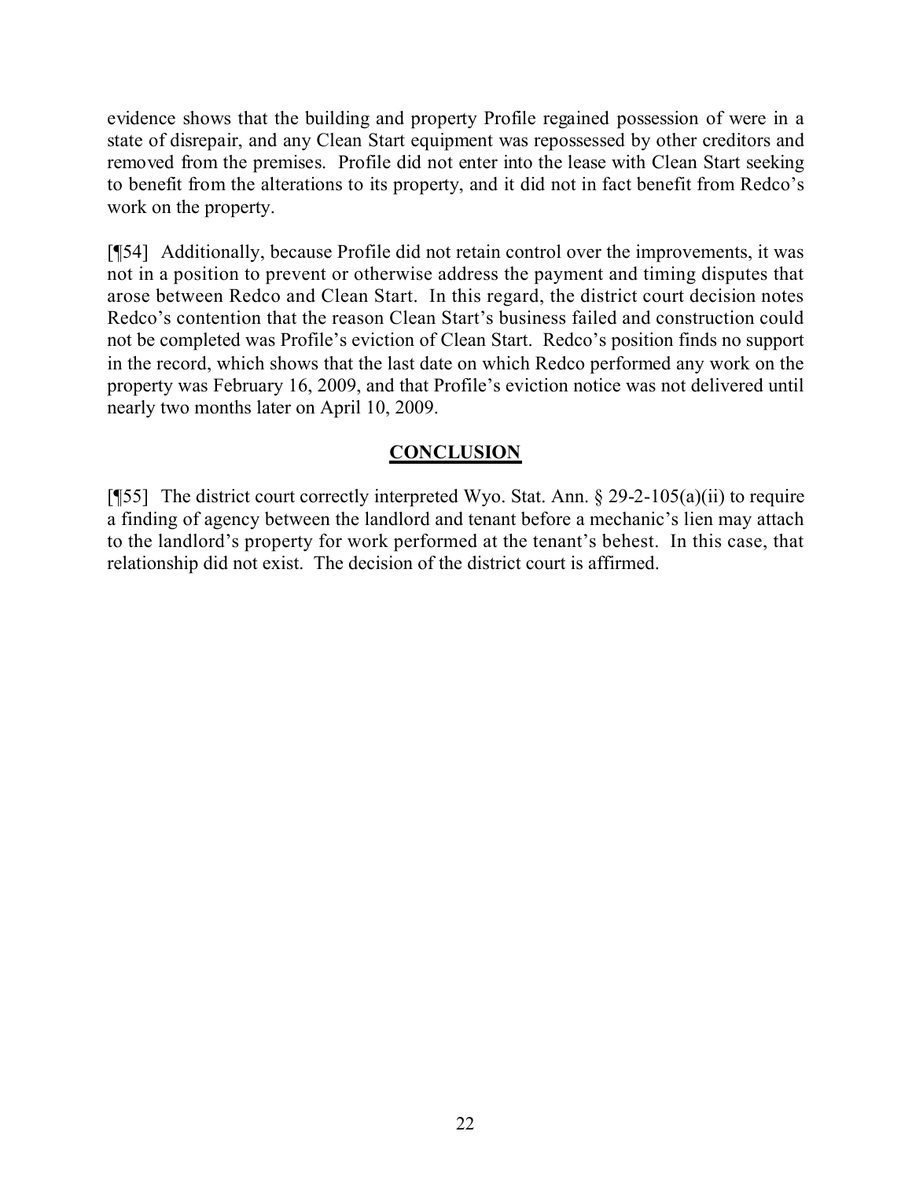evidence shows that the building and property Profile regained possession of were in a state of disrepair, and any Clean Start equipment was repossessed by other creditors and removed from the premises. Profile did not enter into the lease with Clean Start seeking to benefit from the alterations to its property, and it did not in fact benefit from Redco's work on the property.

[¶54] Additionally, because Profile did not retain control over the improvements, it was not in a position to prevent or otherwise address the payment and timing disputes that arose between Redco and Clean Start. In this regard, the district court decision notes Redco's contention that the reason Clean Start's business failed and construction could not be completed was Profile's eviction of Clean Start. Redco's position finds no support in the record, which shows that the last date on which Redco performed any work on the property was February 16, 2009, and that Profile's eviction notice was not delivered until nearly two months later on April 10, 2009.

## CONCLUSION

[¶55] The district court correctly interpreted Wyo. Stat. Ann. § 29-2-105(a)(ii) to require a finding of agency between the landlord and tenant before a mechanic's lien may attach to the landlord's property for work performed at the tenant's behest. In this case, that relationship did not exist. The decision of the district court is affirmed.